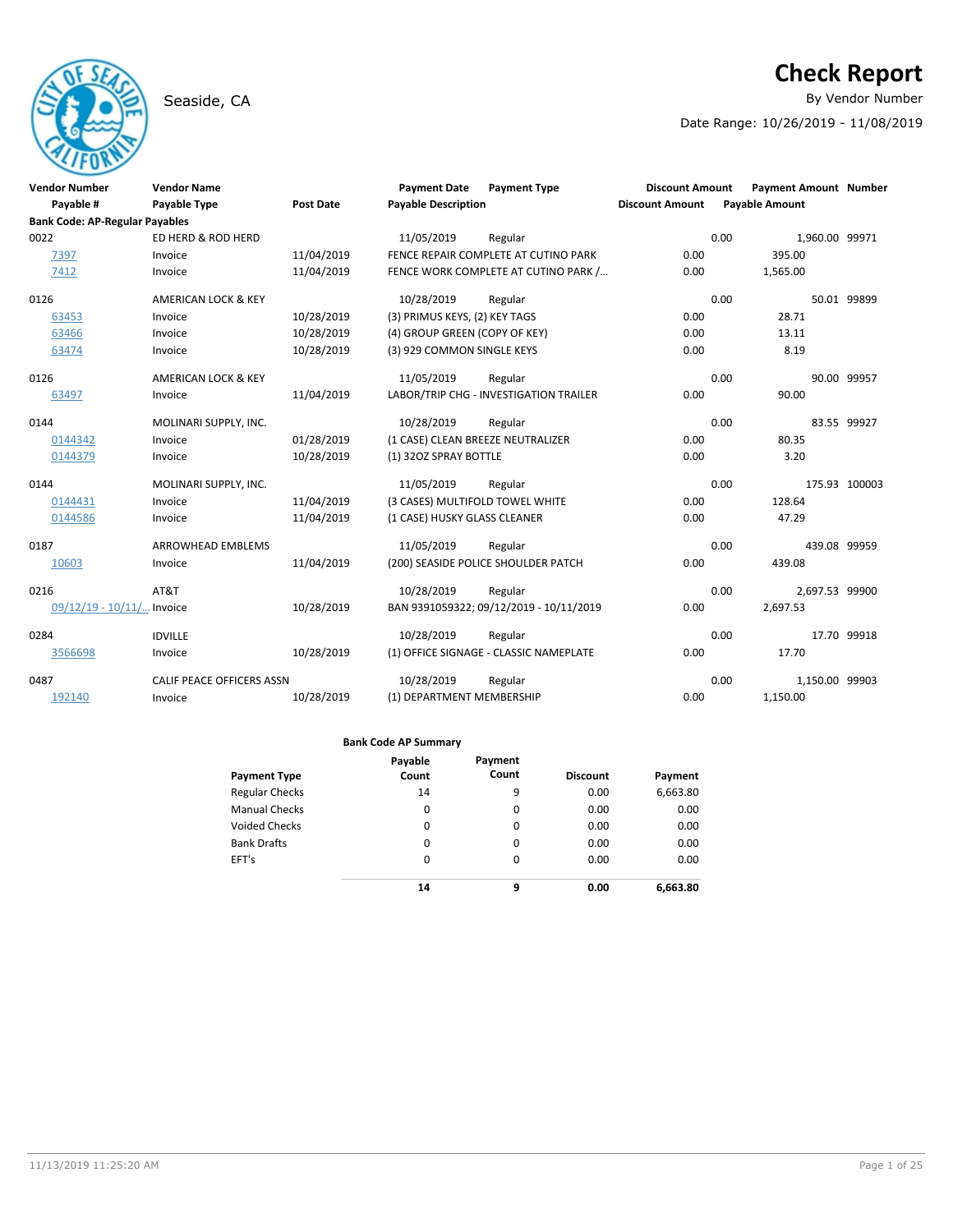# Check Report

Seaside, CA

By Vendor Number

Date Range: 10/26/2019 - 11/08/2019

| Vendor Number | Vendor Name | | Payment Date | Payment Type | Discount Amount | Payment Amount | Number |
|---|---|---|---|---|---|---|---|
| Payable # | Payable Type | Post Date | Payable Description | | Discount Amount | Payable Amount | |
| **Bank Code: AP-Regular Payables** | | | | | | | |
| 0022 | ED HERD & ROD HERD | | 11/05/2019 | Regular | 0.00 | 1,960.00 | 99971 |
| 7397 | Invoice | 11/04/2019 | FENCE REPAIR COMPLETE AT CUTINO PARK | | 0.00 | 395.00 | |
| 7412 | Invoice | 11/04/2019 | FENCE WORK COMPLETE AT CUTINO PARK /... | | 0.00 | 1,565.00 | |
| 0126 | AMERICAN LOCK & KEY | | 10/28/2019 | Regular | 0.00 | 50.01 | 99899 |
| 63453 | Invoice | 10/28/2019 | (3) PRIMUS KEYS, (2) KEY TAGS | | 0.00 | 28.71 | |
| 63466 | Invoice | 10/28/2019 | (4) GROUP GREEN (COPY OF KEY) | | 0.00 | 13.11 | |
| 63474 | Invoice | 10/28/2019 | (3) 929 COMMON SINGLE KEYS | | 0.00 | 8.19 | |
| 0126 | AMERICAN LOCK & KEY | | 11/05/2019 | Regular | 0.00 | 90.00 | 99957 |
| 63497 | Invoice | 11/04/2019 | LABOR/TRIP CHG - INVESTIGATION TRAILER | | 0.00 | 90.00 | |
| 0144 | MOLINARI SUPPLY, INC. | | 10/28/2019 | Regular | 0.00 | 83.55 | 99927 |
| 0144342 | Invoice | 01/28/2019 | (1 CASE) CLEAN BREEZE NEUTRALIZER | | 0.00 | 80.35 | |
| 0144379 | Invoice | 10/28/2019 | (1) 32OZ SPRAY BOTTLE | | 0.00 | 3.20 | |
| 0144 | MOLINARI SUPPLY, INC. | | 11/05/2019 | Regular | 0.00 | 175.93 | 100003 |
| 0144431 | Invoice | 11/04/2019 | (3 CASES) MULTIFOLD TOWEL WHITE | | 0.00 | 128.64 | |
| 0144586 | Invoice | 11/04/2019 | (1 CASE) HUSKY GLASS CLEANER | | 0.00 | 47.29 | |
| 0187 | ARROWHEAD EMBLEMS | | 11/05/2019 | Regular | 0.00 | 439.08 | 99959 |
| 10603 | Invoice | 11/04/2019 | (200) SEASIDE POLICE SHOULDER PATCH | | 0.00 | 439.08 | |
| 0216 | AT&T | | 10/28/2019 | Regular | 0.00 | 2,697.53 | 99900 |
| 09/12/19 - 10/11/... | Invoice | 10/28/2019 | BAN 9391059322; 09/12/2019 - 10/11/2019 | | 0.00 | 2,697.53 | |
| 0284 | IDVILLE | | 10/28/2019 | Regular | 0.00 | 17.70 | 99918 |
| 3566698 | Invoice | 10/28/2019 | (1) OFFICE SIGNAGE - CLASSIC NAMEPLATE | | 0.00 | 17.70 | |
| 0487 | CALIF PEACE OFFICERS ASSN | | 10/28/2019 | Regular | 0.00 | 1,150.00 | 99903 |
| 192140 | Invoice | 10/28/2019 | (1) DEPARTMENT MEMBERSHIP | | 0.00 | 1,150.00 | |

**Bank Code AP Summary**

| Payment Type | Payable Count | Payment Count | Discount | Payment |
|---|---|---|---|---|
| Regular Checks | 14 | 9 | 0.00 | 6,663.80 |
| Manual Checks | 0 | 0 | 0.00 | 0.00 |
| Voided Checks | 0 | 0 | 0.00 | 0.00 |
| Bank Drafts | 0 | 0 | 0.00 | 0.00 |
| EFT's | 0 | 0 | 0.00 | 0.00 |
| | **14** | **9** | **0.00** | **6,663.80** |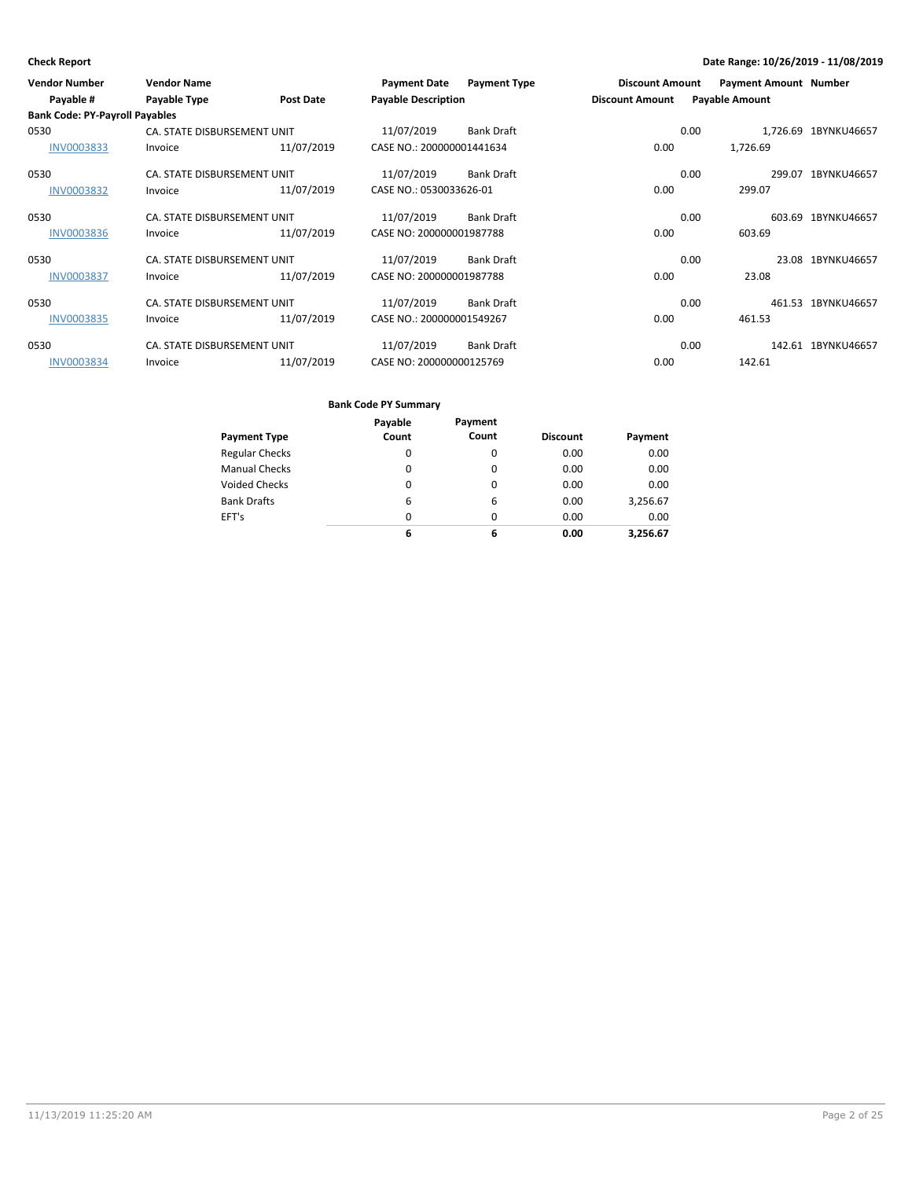**Check Report** — Date Range: 10/26/2019 - 11/08/2019

| Vendor Number / Payable # | Vendor Name / Payable Type | Post Date | Payment Date / Payable Description | Payment Type | Discount Amount | Payment Amount / Payable Amount | Number |
|---|---|---|---|---|---|---|---|
| **Bank Code: PY-Payroll Payables** | | | | | | | |
| 0530 | CA. STATE DISBURSEMENT UNIT | | 11/07/2019 | Bank Draft | 0.00 | 1,726.69 | 1BYNKU46657 |
| INV0003833 | Invoice | 11/07/2019 | CASE NO.: 200000001441634 | | 0.00 | 1,726.69 | |
| 0530 | CA. STATE DISBURSEMENT UNIT | | 11/07/2019 | Bank Draft | 0.00 | 299.07 | 1BYNKU46657 |
| INV0003832 | Invoice | 11/07/2019 | CASE NO.: 0530033626-01 | | 0.00 | 299.07 | |
| 0530 | CA. STATE DISBURSEMENT UNIT | | 11/07/2019 | Bank Draft | 0.00 | 603.69 | 1BYNKU46657 |
| INV0003836 | Invoice | 11/07/2019 | CASE NO: 200000001987788 | | 0.00 | 603.69 | |
| 0530 | CA. STATE DISBURSEMENT UNIT | | 11/07/2019 | Bank Draft | 0.00 | 23.08 | 1BYNKU46657 |
| INV0003837 | Invoice | 11/07/2019 | CASE NO: 200000001987788 | | 0.00 | 23.08 | |
| 0530 | CA. STATE DISBURSEMENT UNIT | | 11/07/2019 | Bank Draft | 0.00 | 461.53 | 1BYNKU46657 |
| INV0003835 | Invoice | 11/07/2019 | CASE NO.: 200000001549267 | | 0.00 | 461.53 | |
| 0530 | CA. STATE DISBURSEMENT UNIT | | 11/07/2019 | Bank Draft | 0.00 | 142.61 | 1BYNKU46657 |
| INV0003834 | Invoice | 11/07/2019 | CASE NO: 200000000125769 | | 0.00 | 142.61 | |

**Bank Code PY Summary**

| Payment Type | Payable Count | Payment Count | Discount | Payment |
|---|---|---|---|---|
| Regular Checks | 0 | 0 | 0.00 | 0.00 |
| Manual Checks | 0 | 0 | 0.00 | 0.00 |
| Voided Checks | 0 | 0 | 0.00 | 0.00 |
| Bank Drafts | 6 | 6 | 0.00 | 3,256.67 |
| EFT's | 0 | 0 | 0.00 | 0.00 |
| | **6** | **6** | **0.00** | **3,256.67** |

11/13/2019 11:25:20 AM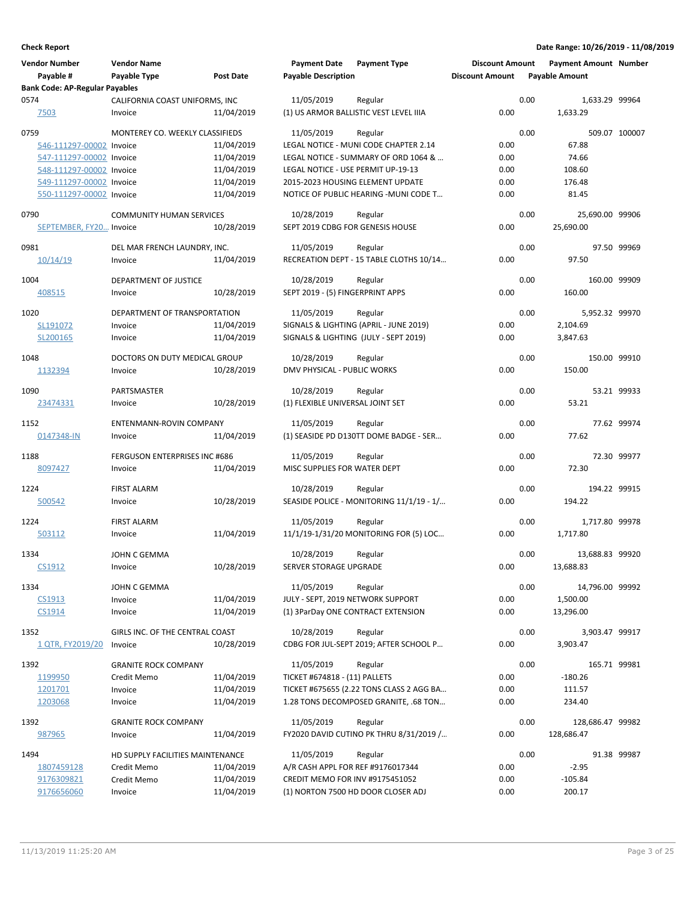**Check Report**

**Date Range: 10/26/2019 - 11/08/2019**

| Vendor Number / Payable # | Vendor Name / Payable Type | Post Date | Payment Date / Payable Description | Payment Type | Discount Amount / Discount Amount | Payment Amount / Payable Amount | Number |
|---|---|---|---|---|---|---|---|
| **Bank Code: AP-Regular Payables** | | | | | | | |
| 0574 | CALIFORNIA COAST UNIFORMS, INC | | 11/05/2019 | Regular | 0.00 | 1,633.29 | 99964 |
| 7503 | Invoice | 11/04/2019 | (1) US ARMOR BALLISTIC VEST LEVEL IIIA | | 0.00 | 1,633.29 | |
| 0759 | MONTEREY CO. WEEKLY CLASSIFIEDS | | 11/05/2019 | Regular | 0.00 | 509.07 | 100007 |
| 546-111297-00002 | Invoice | 11/04/2019 | LEGAL NOTICE - MUNI CODE CHAPTER 2.14 | | 0.00 | 67.88 | |
| 547-111297-00002 | Invoice | 11/04/2019 | LEGAL NOTICE - SUMMARY OF ORD 1064 & ... | | 0.00 | 74.66 | |
| 548-111297-00002 | Invoice | 11/04/2019 | LEGAL NOTICE - USE PERMIT UP-19-13 | | 0.00 | 108.60 | |
| 549-111297-00002 | Invoice | 11/04/2019 | 2015-2023 HOUSING ELEMENT UPDATE | | 0.00 | 176.48 | |
| 550-111297-00002 | Invoice | 11/04/2019 | NOTICE OF PUBLIC HEARING -MUNI CODE T... | | 0.00 | 81.45 | |
| 0790 | COMMUNITY HUMAN SERVICES | | 10/28/2019 | Regular | 0.00 | 25,690.00 | 99906 |
| SEPTEMBER, FY20... | Invoice | 10/28/2019 | SEPT 2019 CDBG FOR GENESIS HOUSE | | 0.00 | 25,690.00 | |
| 0981 | DEL MAR FRENCH LAUNDRY, INC. | | 11/05/2019 | Regular | 0.00 | 97.50 | 99969 |
| 10/14/19 | Invoice | 11/04/2019 | RECREATION DEPT - 15 TABLE CLOTHS 10/14... | | 0.00 | 97.50 | |
| 1004 | DEPARTMENT OF JUSTICE | | 10/28/2019 | Regular | 0.00 | 160.00 | 99909 |
| 408515 | Invoice | 10/28/2019 | SEPT 2019 - (5) FINGERPRINT APPS | | 0.00 | 160.00 | |
| 1020 | DEPARTMENT OF TRANSPORTATION | | 11/05/2019 | Regular | 0.00 | 5,952.32 | 99970 |
| SL191072 | Invoice | 11/04/2019 | SIGNALS & LIGHTING (APRIL - JUNE 2019) | | 0.00 | 2,104.69 | |
| SL200165 | Invoice | 11/04/2019 | SIGNALS & LIGHTING (JULY - SEPT 2019) | | 0.00 | 3,847.63 | |
| 1048 | DOCTORS ON DUTY MEDICAL GROUP | | 10/28/2019 | Regular | 0.00 | 150.00 | 99910 |
| 1132394 | Invoice | 10/28/2019 | DMV PHYSICAL - PUBLIC WORKS | | 0.00 | 150.00 | |
| 1090 | PARTSMASTER | | 10/28/2019 | Regular | 0.00 | 53.21 | 99933 |
| 23474331 | Invoice | 10/28/2019 | (1) FLEXIBLE UNIVERSAL JOINT SET | | 0.00 | 53.21 | |
| 1152 | ENTENMANN-ROVIN COMPANY | | 11/05/2019 | Regular | 0.00 | 77.62 | 99974 |
| 0147348-IN | Invoice | 11/04/2019 | (1) SEASIDE PD D130TT DOME BADGE - SER... | | 0.00 | 77.62 | |
| 1188 | FERGUSON ENTERPRISES INC #686 | | 11/05/2019 | Regular | 0.00 | 72.30 | 99977 |
| 8097427 | Invoice | 11/04/2019 | MISC SUPPLIES FOR WATER DEPT | | 0.00 | 72.30 | |
| 1224 | FIRST ALARM | | 10/28/2019 | Regular | 0.00 | 194.22 | 99915 |
| 500542 | Invoice | 10/28/2019 | SEASIDE POLICE - MONITORING 11/1/19 - 1/... | | 0.00 | 194.22 | |
| 1224 | FIRST ALARM | | 11/05/2019 | Regular | 0.00 | 1,717.80 | 99978 |
| 503112 | Invoice | 11/04/2019 | 11/1/19-1/31/20 MONITORING FOR (5) LOC... | | 0.00 | 1,717.80 | |
| 1334 | JOHN C GEMMA | | 10/28/2019 | Regular | 0.00 | 13,688.83 | 99920 |
| CS1912 | Invoice | 10/28/2019 | SERVER STORAGE UPGRADE | | 0.00 | 13,688.83 | |
| 1334 | JOHN C GEMMA | | 11/05/2019 | Regular | 0.00 | 14,796.00 | 99992 |
| CS1913 | Invoice | 11/04/2019 | JULY - SEPT, 2019 NETWORK SUPPORT | | 0.00 | 1,500.00 | |
| CS1914 | Invoice | 11/04/2019 | (1) 3ParDay ONE CONTRACT EXTENSION | | 0.00 | 13,296.00 | |
| 1352 | GIRLS INC. OF THE CENTRAL COAST | | 10/28/2019 | Regular | 0.00 | 3,903.47 | 99917 |
| 1 QTR, FY2019/20 | Invoice | 10/28/2019 | CDBG FOR JUL-SEPT 2019; AFTER SCHOOL P... | | 0.00 | 3,903.47 | |
| 1392 | GRANITE ROCK COMPANY | | 11/05/2019 | Regular | 0.00 | 165.71 | 99981 |
| 1199950 | Credit Memo | 11/04/2019 | TICKET #674818 - (11) PALLETS | | 0.00 | -180.26 | |
| 1201701 | Invoice | 11/04/2019 | TICKET #675655 (2.22 TONS CLASS 2 AGG BA... | | 0.00 | 111.57 | |
| 1203068 | Invoice | 11/04/2019 | 1.28 TONS DECOMPOSED GRANITE, .68 TON... | | 0.00 | 234.40 | |
| 1392 | GRANITE ROCK COMPANY | | 11/05/2019 | Regular | 0.00 | 128,686.47 | 99982 |
| 987965 | Invoice | 11/04/2019 | FY2020 DAVID CUTINO PK THRU 8/31/2019 /... | | 0.00 | 128,686.47 | |
| 1494 | HD SUPPLY FACILITIES MAINTENANCE | | 11/05/2019 | Regular | 0.00 | 91.38 | 99987 |
| 1807459128 | Credit Memo | 11/04/2019 | A/R CASH APPL FOR REF #9176017344 | | 0.00 | -2.95 | |
| 9176309821 | Credit Memo | 11/04/2019 | CREDIT MEMO FOR INV #9175451052 | | 0.00 | -105.84 | |
| 9176656060 | Invoice | 11/04/2019 | (1) NORTON 7500 HD DOOR CLOSER ADJ | | 0.00 | 200.17 | |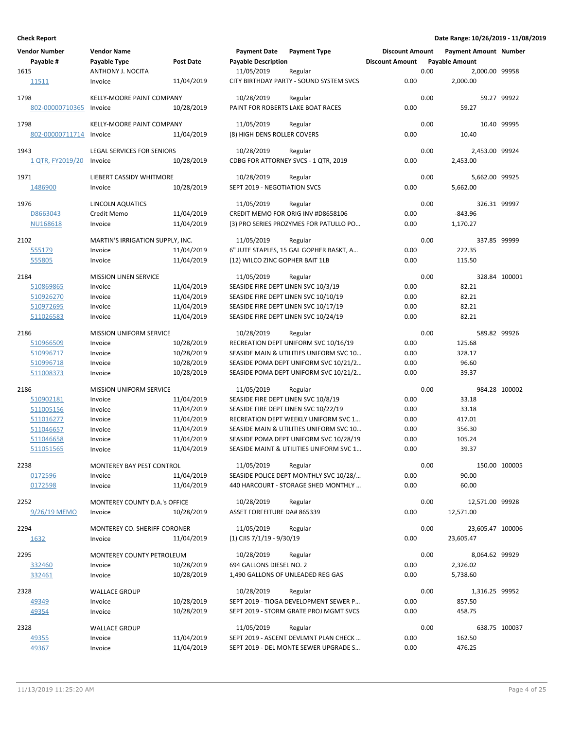**Check Report** — Date Range: 10/26/2019 - 11/08/2019

| Vendor Number | Vendor Name | | Payment Date | Payment Type | Discount Amount | Payment Amount | Number |
|---|---|---|---|---|---|---|---|
| Payable # | Payable Type | Post Date | Payable Description | | Discount Amount | Payable Amount | |
| 1615 | ANTHONY J. NOCITA | | 11/05/2019 | Regular | 0.00 | 2,000.00 | 99958 |
| 11511 | Invoice | 11/04/2019 | CITY BIRTHDAY PARTY - SOUND SYSTEM SVCS | | 0.00 | 2,000.00 | |
| 1798 | KELLY-MOORE PAINT COMPANY | | 10/28/2019 | Regular | 0.00 | 59.27 | 99922 |
| 802-00000710365 | Invoice | 10/28/2019 | PAINT FOR ROBERTS LAKE BOAT RACES | | 0.00 | 59.27 | |
| 1798 | KELLY-MOORE PAINT COMPANY | | 11/05/2019 | Regular | 0.00 | 10.40 | 99995 |
| 802-00000711714 | Invoice | 11/04/2019 | (8) HIGH DENS ROLLER COVERS | | 0.00 | 10.40 | |
| 1943 | LEGAL SERVICES FOR SENIORS | | 10/28/2019 | Regular | 0.00 | 2,453.00 | 99924 |
| 1 QTR, FY2019/20 | Invoice | 10/28/2019 | CDBG FOR ATTORNEY SVCS - 1 QTR, 2019 | | 0.00 | 2,453.00 | |
| 1971 | LIEBERT CASSIDY WHITMORE | | 10/28/2019 | Regular | 0.00 | 5,662.00 | 99925 |
| 1486900 | Invoice | 10/28/2019 | SEPT 2019 - NEGOTIATION SVCS | | 0.00 | 5,662.00 | |
| 1976 | LINCOLN AQUATICS | | 11/05/2019 | Regular | 0.00 | 326.31 | 99997 |
| D8663043 | Credit Memo | 11/04/2019 | CREDIT MEMO FOR ORIG INV #D8658106 | | 0.00 | -843.96 | |
| NU168618 | Invoice | 11/04/2019 | (3) PRO SERIES PROZYMES FOR PATULLO PO… | | 0.00 | 1,170.27 | |
| 2102 | MARTIN'S IRRIGATION SUPPLY, INC. | | 11/05/2019 | Regular | 0.00 | 337.85 | 99999 |
| 555179 | Invoice | 11/04/2019 | 6" JUTE STAPLES, 15 GAL GOPHER BASKT, A… | | 0.00 | 222.35 | |
| 555805 | Invoice | 11/04/2019 | (12) WILCO ZINC GOPHER BAIT 1LB | | 0.00 | 115.50 | |
| 2184 | MISSION LINEN SERVICE | | 11/05/2019 | Regular | 0.00 | 328.84 | 100001 |
| 510869865 | Invoice | 11/04/2019 | SEASIDE FIRE DEPT LINEN SVC 10/3/19 | | 0.00 | 82.21 | |
| 510926270 | Invoice | 11/04/2019 | SEASIDE FIRE DEPT LINEN SVC 10/10/19 | | 0.00 | 82.21 | |
| 510972695 | Invoice | 11/04/2019 | SEASIDE FIRE DEPT LINEN SVC 10/17/19 | | 0.00 | 82.21 | |
| 511026583 | Invoice | 11/04/2019 | SEASIDE FIRE DEPT LINEN SVC 10/24/19 | | 0.00 | 82.21 | |
| 2186 | MISSION UNIFORM SERVICE | | 10/28/2019 | Regular | 0.00 | 589.82 | 99926 |
| 510966509 | Invoice | 10/28/2019 | RECREATION DEPT UNIFORM SVC 10/16/19 | | 0.00 | 125.68 | |
| 510996717 | Invoice | 10/28/2019 | SEASIDE MAIN & UTILITIES UNIFORM SVC 10… | | 0.00 | 328.17 | |
| 510996718 | Invoice | 10/28/2019 | SEASIDE POMA DEPT UNIFORM SVC 10/21/2… | | 0.00 | 96.60 | |
| 511008373 | Invoice | 10/28/2019 | SEASIDE POMA DEPT UNIFORM SVC 10/21/2… | | 0.00 | 39.37 | |
| 2186 | MISSION UNIFORM SERVICE | | 11/05/2019 | Regular | 0.00 | 984.28 | 100002 |
| 510902181 | Invoice | 11/04/2019 | SEASIDE FIRE DEPT LINEN SVC 10/8/19 | | 0.00 | 33.18 | |
| 511005156 | Invoice | 11/04/2019 | SEASIDE FIRE DEPT LINEN SVC 10/22/19 | | 0.00 | 33.18 | |
| 511016277 | Invoice | 11/04/2019 | RECREATION DEPT WEEKLY UNIFORM SVC 1… | | 0.00 | 417.01 | |
| 511046657 | Invoice | 11/04/2019 | SEASIDE MAIN & UTILITIES UNIFORM SVC 10… | | 0.00 | 356.30 | |
| 511046658 | Invoice | 11/04/2019 | SEASIDE POMA DEPT UNIFORM SVC 10/28/19 | | 0.00 | 105.24 | |
| 511051565 | Invoice | 11/04/2019 | SEASIDE MAINT & UTILITIES UNIFORM SVC 1… | | 0.00 | 39.37 | |
| 2238 | MONTEREY BAY PEST CONTROL | | 11/05/2019 | Regular | 0.00 | 150.00 | 100005 |
| 0172596 | Invoice | 11/04/2019 | SEASIDE POLICE DEPT MONTHLY SVC 10/28/… | | 0.00 | 90.00 | |
| 0172598 | Invoice | 11/04/2019 | 440 HARCOURT - STORAGE SHED MONTHLY … | | 0.00 | 60.00 | |
| 2252 | MONTEREY COUNTY D.A.'s OFFICE | | 10/28/2019 | Regular | 0.00 | 12,571.00 | 99928 |
| 9/26/19 MEMO | Invoice | 10/28/2019 | ASSET FORFEITURE DA# 865339 | | 0.00 | 12,571.00 | |
| 2294 | MONTEREY CO. SHERIFF-CORONER | | 11/05/2019 | Regular | 0.00 | 23,605.47 | 100006 |
| 1632 | Invoice | 11/04/2019 | (1) CJIS 7/1/19 - 9/30/19 | | 0.00 | 23,605.47 | |
| 2295 | MONTEREY COUNTY PETROLEUM | | 10/28/2019 | Regular | 0.00 | 8,064.62 | 99929 |
| 332460 | Invoice | 10/28/2019 | 694 GALLONS DIESEL NO. 2 | | 0.00 | 2,326.02 | |
| 332461 | Invoice | 10/28/2019 | 1,490 GALLONS OF UNLEADED REG GAS | | 0.00 | 5,738.60 | |
| 2328 | WALLACE GROUP | | 10/28/2019 | Regular | 0.00 | 1,316.25 | 99952 |
| 49349 | Invoice | 10/28/2019 | SEPT 2019 - TIOGA DEVELOPMENT SEWER P… | | 0.00 | 857.50 | |
| 49354 | Invoice | 10/28/2019 | SEPT 2019 - STORM GRATE PROJ MGMT SVCS | | 0.00 | 458.75 | |
| 2328 | WALLACE GROUP | | 11/05/2019 | Regular | 0.00 | 638.75 | 100037 |
| 49355 | Invoice | 11/04/2019 | SEPT 2019 - ASCENT DEVLMNT PLAN CHECK … | | 0.00 | 162.50 | |
| 49367 | Invoice | 11/04/2019 | SEPT 2019 - DEL MONTE SEWER UPGRADE S… | | 0.00 | 476.25 | |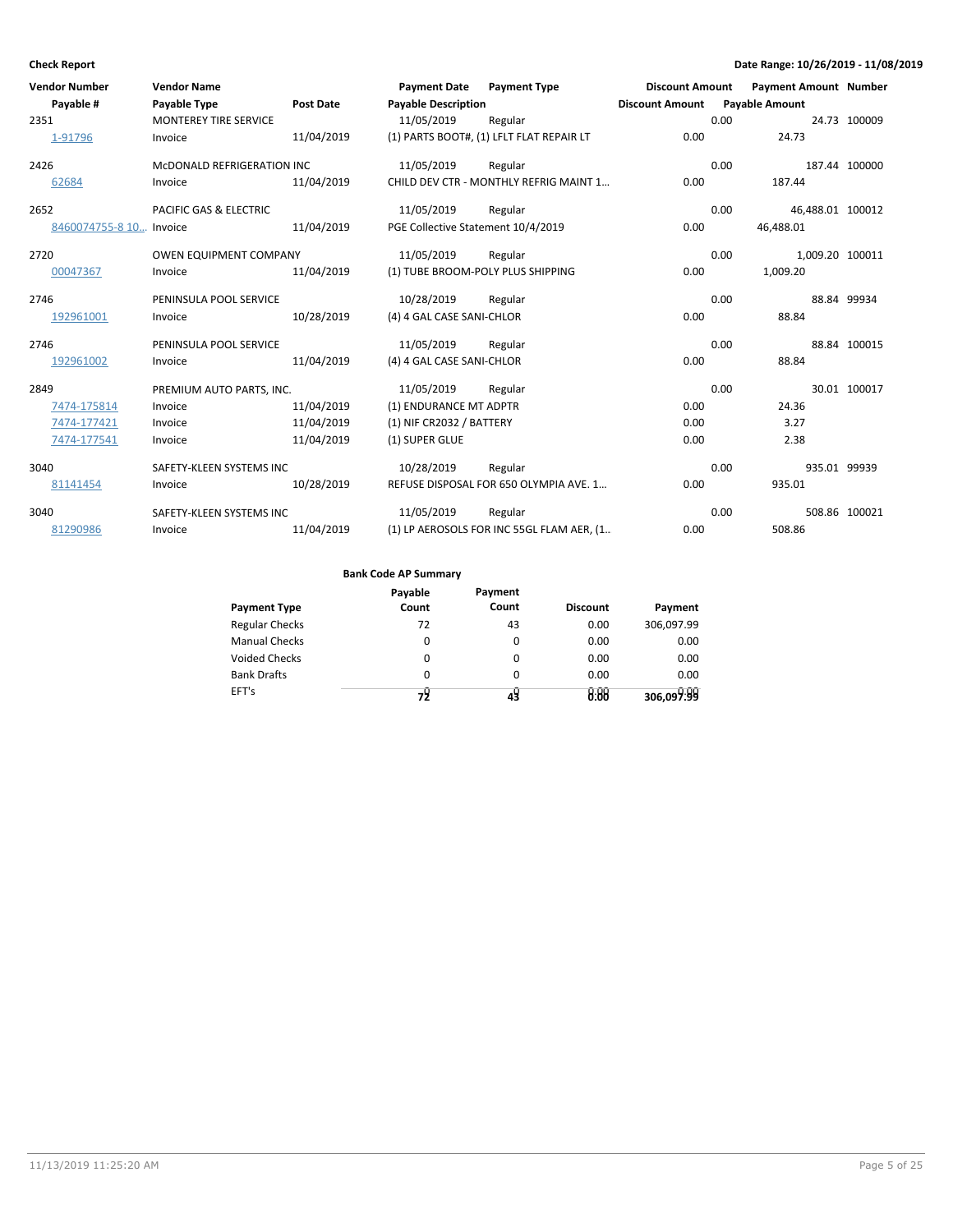**Check Report** **Date Range: 10/26/2019 - 11/08/2019**

| Vendor Number | Vendor Name | | Payment Date | Payment Type | Discount Amount | Payment Amount | Number |
|---|---|---|---|---|---|---|---|
| Payable # | Payable Type | Post Date | Payable Description | | Discount Amount | Payable Amount | |
| 2351 | MONTEREY TIRE SERVICE | | 11/05/2019 | Regular | 0.00 | 24.73 | 100009 |
| 1-91796 | Invoice | 11/04/2019 | (1) PARTS BOOT#, (1) LFLT FLAT REPAIR LT | | 0.00 | 24.73 | |
| 2426 | McDONALD REFRIGERATION INC | | 11/05/2019 | Regular | 0.00 | 187.44 | 100000 |
| 62684 | Invoice | 11/04/2019 | CHILD DEV CTR - MONTHLY REFRIG MAINT 1... | | 0.00 | 187.44 | |
| 2652 | PACIFIC GAS & ELECTRIC | | 11/05/2019 | Regular | 0.00 | 46,488.01 | 100012 |
| 8460074755-8 10... | Invoice | 11/04/2019 | PGE Collective Statement 10/4/2019 | | 0.00 | 46,488.01 | |
| 2720 | OWEN EQUIPMENT COMPANY | | 11/05/2019 | Regular | 0.00 | 1,009.20 | 100011 |
| 00047367 | Invoice | 11/04/2019 | (1) TUBE BROOM-POLY PLUS SHIPPING | | 0.00 | 1,009.20 | |
| 2746 | PENINSULA POOL SERVICE | | 10/28/2019 | Regular | 0.00 | 88.84 | 99934 |
| 192961001 | Invoice | 10/28/2019 | (4) 4 GAL CASE SANI-CHLOR | | 0.00 | 88.84 | |
| 2746 | PENINSULA POOL SERVICE | | 11/05/2019 | Regular | 0.00 | 88.84 | 100015 |
| 192961002 | Invoice | 11/04/2019 | (4) 4 GAL CASE SANI-CHLOR | | 0.00 | 88.84 | |
| 2849 | PREMIUM AUTO PARTS, INC. | | 11/05/2019 | Regular | 0.00 | 30.01 | 100017 |
| 7474-175814 | Invoice | 11/04/2019 | (1) ENDURANCE MT ADPTR | | 0.00 | 24.36 | |
| 7474-177421 | Invoice | 11/04/2019 | (1) NIF CR2032 / BATTERY | | 0.00 | 3.27 | |
| 7474-177541 | Invoice | 11/04/2019 | (1) SUPER GLUE | | 0.00 | 2.38 | |
| 3040 | SAFETY-KLEEN SYSTEMS INC | | 10/28/2019 | Regular | 0.00 | 935.01 | 99939 |
| 81141454 | Invoice | 10/28/2019 | REFUSE DISPOSAL FOR 650 OLYMPIA AVE. 1... | | 0.00 | 935.01 | |
| 3040 | SAFETY-KLEEN SYSTEMS INC | | 11/05/2019 | Regular | 0.00 | 508.86 | 100021 |
| 81290986 | Invoice | 11/04/2019 | (1) LP AEROSOLS FOR INC 55GL FLAM AER, (1... | | 0.00 | 508.86 | |

**Bank Code AP Summary**

| Payment Type | Payable Count | Payment Count | Discount | Payment |
|---|---|---|---|---|
| Regular Checks | 72 | 43 | 0.00 | 306,097.99 |
| Manual Checks | 0 | 0 | 0.00 | 0.00 |
| Voided Checks | 0 | 0 | 0.00 | 0.00 |
| Bank Drafts | 0 | 0 | 0.00 | 0.00 |
| EFT's | 0 | 0 | 0.00 | 0.00 |
| | 72 | 43 | 0.00 | 306,097.99 |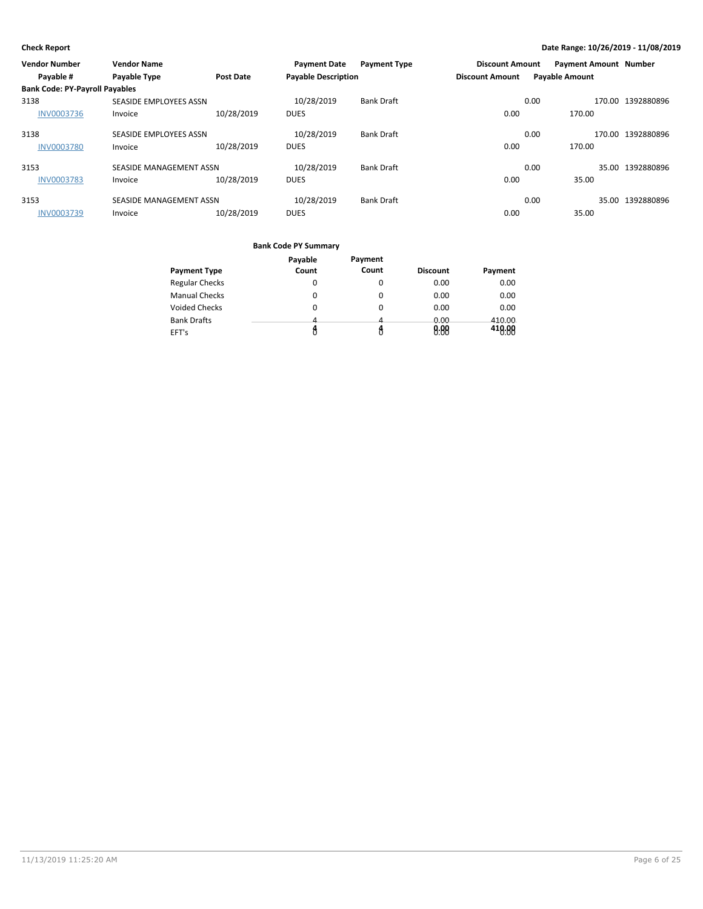**Check Report** — Date Range: 10/26/2019 - 11/08/2019

| Vendor Number | Vendor Name | | Payment Date | Payment Type | Discount Amount | Payment Amount | Number |
|---|---|---|---|---|---|---|---|
| Payable # | Payable Type | Post Date | Payable Description | | Discount Amount | Payable Amount | |
| **Bank Code: PY-Payroll Payables** | | | | | | | |
| 3138 | SEASIDE EMPLOYEES ASSN | | 10/28/2019 | Bank Draft | 0.00 | 170.00 | 1392880896 |
| INV0003736 | Invoice | 10/28/2019 | DUES | | 0.00 | 170.00 | |
| 3138 | SEASIDE EMPLOYEES ASSN | | 10/28/2019 | Bank Draft | 0.00 | 170.00 | 1392880896 |
| INV0003780 | Invoice | 10/28/2019 | DUES | | 0.00 | 170.00 | |
| 3153 | SEASIDE MANAGEMENT ASSN | | 10/28/2019 | Bank Draft | 0.00 | 35.00 | 1392880896 |
| INV0003783 | Invoice | 10/28/2019 | DUES | | 0.00 | 35.00 | |
| 3153 | SEASIDE MANAGEMENT ASSN | | 10/28/2019 | Bank Draft | 0.00 | 35.00 | 1392880896 |
| INV0003739 | Invoice | 10/28/2019 | DUES | | 0.00 | 35.00 | |

**Bank Code PY Summary**

| Payment Type | Payable Count | Payment Count | Discount | Payment |
|---|---|---|---|---|
| Regular Checks | 0 | 0 | 0.00 | 0.00 |
| Manual Checks | 0 | 0 | 0.00 | 0.00 |
| Voided Checks | 0 | 0 | 0.00 | 0.00 |
| Bank Drafts | 4 | 4 | 0.00 | 410.00 |
| EFT's | 0 | 0 | 0.00 | 0.00 |
| | 4 | 4 | 0.00 | 410.00 |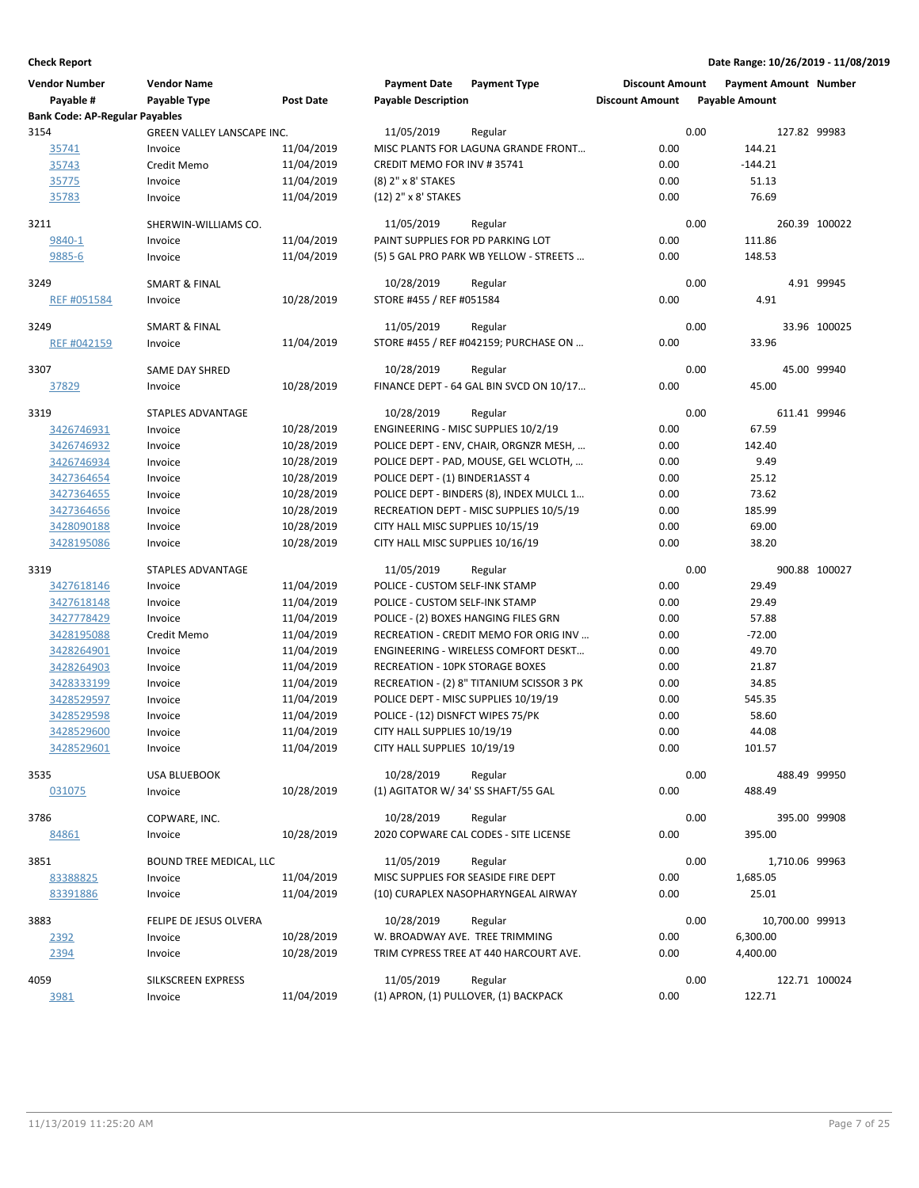**Check Report**

**Date Range: 10/26/2019 - 11/08/2019**

| Vendor Number | Vendor Name | | Payment Date | Payment Type | Discount Amount | Payment Amount | Number |
|---|---|---|---|---|---|---|---|
| Payable # | Payable Type | Post Date | Payable Description | | Discount Amount | Payable Amount | |
| **Bank Code: AP-Regular Payables** | | | | | | | |
| 3154 | GREEN VALLEY LANSCAPE INC. | | 11/05/2019 | Regular | 0.00 | 127.82 | 99983 |
| 35741 | Invoice | 11/04/2019 | MISC PLANTS FOR LAGUNA GRANDE FRONT… | | 0.00 | 144.21 | |
| 35743 | Credit Memo | 11/04/2019 | CREDIT MEMO FOR INV # 35741 | | 0.00 | -144.21 | |
| 35775 | Invoice | 11/04/2019 | (8) 2" x 8' STAKES | | 0.00 | 51.13 | |
| 35783 | Invoice | 11/04/2019 | (12) 2" x 8' STAKES | | 0.00 | 76.69 | |
| 3211 | SHERWIN-WILLIAMS CO. | | 11/05/2019 | Regular | 0.00 | 260.39 | 100022 |
| 9840-1 | Invoice | 11/04/2019 | PAINT SUPPLIES FOR PD PARKING LOT | | 0.00 | 111.86 | |
| 9885-6 | Invoice | 11/04/2019 | (5) 5 GAL PRO PARK WB YELLOW - STREETS … | | 0.00 | 148.53 | |
| 3249 | SMART & FINAL | | 10/28/2019 | Regular | 0.00 | 4.91 | 99945 |
| REF #051584 | Invoice | 10/28/2019 | STORE #455 / REF #051584 | | 0.00 | 4.91 | |
| 3249 | SMART & FINAL | | 11/05/2019 | Regular | 0.00 | 33.96 | 100025 |
| REF #042159 | Invoice | 11/04/2019 | STORE #455 / REF #042159; PURCHASE ON … | | 0.00 | 33.96 | |
| 3307 | SAME DAY SHRED | | 10/28/2019 | Regular | 0.00 | 45.00 | 99940 |
| 37829 | Invoice | 10/28/2019 | FINANCE DEPT - 64 GAL BIN SVCD ON 10/17… | | 0.00 | 45.00 | |
| 3319 | STAPLES ADVANTAGE | | 10/28/2019 | Regular | 0.00 | 611.41 | 99946 |
| 3426746931 | Invoice | 10/28/2019 | ENGINEERING - MISC SUPPLIES 10/2/19 | | 0.00 | 67.59 | |
| 3426746932 | Invoice | 10/28/2019 | POLICE DEPT - ENV, CHAIR, ORGNZR MESH, … | | 0.00 | 142.40 | |
| 3426746934 | Invoice | 10/28/2019 | POLICE DEPT - PAD, MOUSE, GEL WCLOTH, … | | 0.00 | 9.49 | |
| 3427364654 | Invoice | 10/28/2019 | POLICE DEPT - (1) BINDER1ASST 4 | | 0.00 | 25.12 | |
| 3427364655 | Invoice | 10/28/2019 | POLICE DEPT - BINDERS (8), INDEX MULCL 1… | | 0.00 | 73.62 | |
| 3427364656 | Invoice | 10/28/2019 | RECREATION DEPT - MISC SUPPLIES 10/5/19 | | 0.00 | 185.99 | |
| 3428090188 | Invoice | 10/28/2019 | CITY HALL MISC SUPPLIES 10/15/19 | | 0.00 | 69.00 | |
| 3428195086 | Invoice | 10/28/2019 | CITY HALL MISC SUPPLIES 10/16/19 | | 0.00 | 38.20 | |
| 3319 | STAPLES ADVANTAGE | | 11/05/2019 | Regular | 0.00 | 900.88 | 100027 |
| 3427618146 | Invoice | 11/04/2019 | POLICE - CUSTOM SELF-INK STAMP | | 0.00 | 29.49 | |
| 3427618148 | Invoice | 11/04/2019 | POLICE - CUSTOM SELF-INK STAMP | | 0.00 | 29.49 | |
| 3427778429 | Invoice | 11/04/2019 | POLICE - (2) BOXES HANGING FILES GRN | | 0.00 | 57.88 | |
| 3428195088 | Credit Memo | 11/04/2019 | RECREATION - CREDIT MEMO FOR ORIG INV … | | 0.00 | -72.00 | |
| 3428264901 | Invoice | 11/04/2019 | ENGINEERING - WIRELESS COMFORT DESKT… | | 0.00 | 49.70 | |
| 3428264903 | Invoice | 11/04/2019 | RECREATION - 10PK STORAGE BOXES | | 0.00 | 21.87 | |
| 3428333199 | Invoice | 11/04/2019 | RECREATION - (2) 8" TITANIUM SCISSOR 3 PK | | 0.00 | 34.85 | |
| 3428529597 | Invoice | 11/04/2019 | POLICE DEPT - MISC SUPPLIES 10/19/19 | | 0.00 | 545.35 | |
| 3428529598 | Invoice | 11/04/2019 | POLICE - (12) DISNFCT WIPES 75/PK | | 0.00 | 58.60 | |
| 3428529600 | Invoice | 11/04/2019 | CITY HALL SUPPLIES 10/19/19 | | 0.00 | 44.08 | |
| 3428529601 | Invoice | 11/04/2019 | CITY HALL SUPPLIES 10/19/19 | | 0.00 | 101.57 | |
| 3535 | USA BLUEBOOK | | 10/28/2019 | Regular | 0.00 | 488.49 | 99950 |
| 031075 | Invoice | 10/28/2019 | (1) AGITATOR W/ 34' SS SHAFT/55 GAL | | 0.00 | 488.49 | |
| 3786 | COPWARE, INC. | | 10/28/2019 | Regular | 0.00 | 395.00 | 99908 |
| 84861 | Invoice | 10/28/2019 | 2020 COPWARE CAL CODES - SITE LICENSE | | 0.00 | 395.00 | |
| 3851 | BOUND TREE MEDICAL, LLC | | 11/05/2019 | Regular | 0.00 | 1,710.06 | 99963 |
| 83388825 | Invoice | 11/04/2019 | MISC SUPPLIES FOR SEASIDE FIRE DEPT | | 0.00 | 1,685.05 | |
| 83391886 | Invoice | 11/04/2019 | (10) CURAPLEX NASOPHARYNGEAL AIRWAY | | 0.00 | 25.01 | |
| 3883 | FELIPE DE JESUS OLVERA | | 10/28/2019 | Regular | 0.00 | 10,700.00 | 99913 |
| 2392 | Invoice | 10/28/2019 | W. BROADWAY AVE. TREE TRIMMING | | 0.00 | 6,300.00 | |
| 2394 | Invoice | 10/28/2019 | TRIM CYPRESS TREE AT 440 HARCOURT AVE. | | 0.00 | 4,400.00 | |
| 4059 | SILKSCREEN EXPRESS | | 11/05/2019 | Regular | 0.00 | 122.71 | 100024 |
| 3981 | Invoice | 11/04/2019 | (1) APRON, (1) PULLOVER, (1) BACKPACK | | 0.00 | 122.71 | |

11/13/2019 11:25:20 AM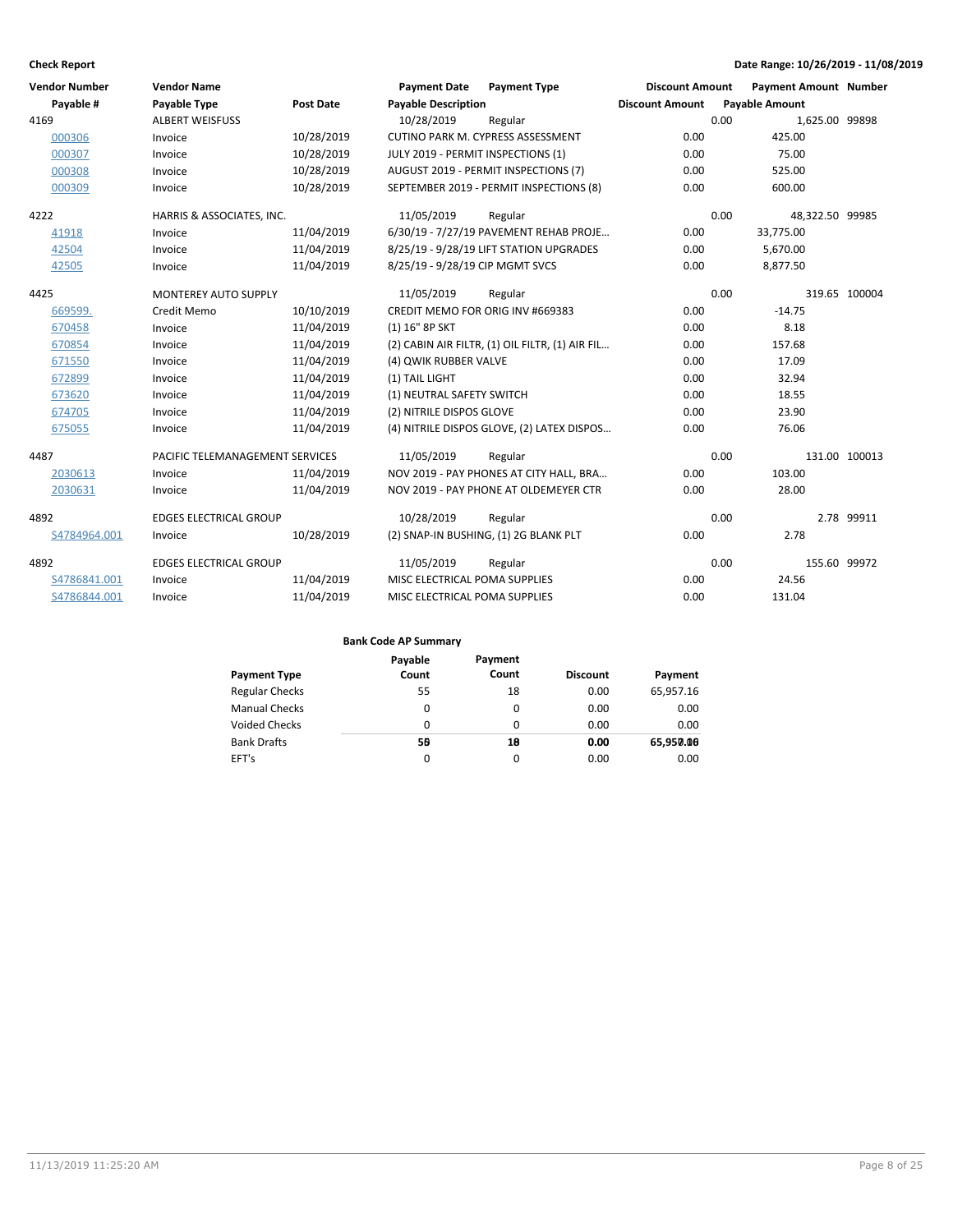**Check Report** | **Date Range: 10/26/2019 - 11/08/2019**

| Vendor Number | Vendor Name | | Payment Date | Payment Type | Discount Amount | Payment Amount | Number |
|---|---|---|---|---|---|---|---|
| Payable # | Payable Type | Post Date | Payable Description | | Discount Amount | Payable Amount | |
| 4169 | ALBERT WEISFUSS | | 10/28/2019 | Regular | 0.00 | 1,625.00 | 99898 |
| 000306 | Invoice | 10/28/2019 | CUTINO PARK M. CYPRESS ASSESSMENT | | 0.00 | 425.00 | |
| 000307 | Invoice | 10/28/2019 | JULY 2019 - PERMIT INSPECTIONS (1) | | 0.00 | 75.00 | |
| 000308 | Invoice | 10/28/2019 | AUGUST 2019 - PERMIT INSPECTIONS (7) | | 0.00 | 525.00 | |
| 000309 | Invoice | 10/28/2019 | SEPTEMBER 2019 - PERMIT INSPECTIONS (8) | | 0.00 | 600.00 | |
| 4222 | HARRIS & ASSOCIATES, INC. | | 11/05/2019 | Regular | 0.00 | 48,322.50 | 99985 |
| 41918 | Invoice | 11/04/2019 | 6/30/19 - 7/27/19 PAVEMENT REHAB PROJE… | | 0.00 | 33,775.00 | |
| 42504 | Invoice | 11/04/2019 | 8/25/19 - 9/28/19 LIFT STATION UPGRADES | | 0.00 | 5,670.00 | |
| 42505 | Invoice | 11/04/2019 | 8/25/19 - 9/28/19 CIP MGMT SVCS | | 0.00 | 8,877.50 | |
| 4425 | MONTEREY AUTO SUPPLY | | 11/05/2019 | Regular | 0.00 | 319.65 | 100004 |
| 669599. | Credit Memo | 10/10/2019 | CREDIT MEMO FOR ORIG INV #669383 | | 0.00 | -14.75 | |
| 670458 | Invoice | 11/04/2019 | (1) 16" 8P SKT | | 0.00 | 8.18 | |
| 670854 | Invoice | 11/04/2019 | (2) CABIN AIR FILTR, (1) OIL FILTR, (1) AIR FIL… | | 0.00 | 157.68 | |
| 671550 | Invoice | 11/04/2019 | (4) QWIK RUBBER VALVE | | 0.00 | 17.09 | |
| 672899 | Invoice | 11/04/2019 | (1) TAIL LIGHT | | 0.00 | 32.94 | |
| 673620 | Invoice | 11/04/2019 | (1) NEUTRAL SAFETY SWITCH | | 0.00 | 18.55 | |
| 674705 | Invoice | 11/04/2019 | (2) NITRILE DISPOS GLOVE | | 0.00 | 23.90 | |
| 675055 | Invoice | 11/04/2019 | (4) NITRILE DISPOS GLOVE, (2) LATEX DISPOS… | | 0.00 | 76.06 | |
| 4487 | PACIFIC TELEMANAGEMENT SERVICES | | 11/05/2019 | Regular | 0.00 | 131.00 | 100013 |
| 2030613 | Invoice | 11/04/2019 | NOV 2019 - PAY PHONES AT CITY HALL, BRA… | | 0.00 | 103.00 | |
| 2030631 | Invoice | 11/04/2019 | NOV 2019 - PAY PHONE AT OLDEMEYER CTR | | 0.00 | 28.00 | |
| 4892 | EDGES ELECTRICAL GROUP | | 10/28/2019 | Regular | 0.00 | 2.78 | 99911 |
| S4784964.001 | Invoice | 10/28/2019 | (2) SNAP-IN BUSHING, (1) 2G BLANK PLT | | 0.00 | 2.78 | |
| 4892 | EDGES ELECTRICAL GROUP | | 11/05/2019 | Regular | 0.00 | 155.60 | 99972 |
| S4786841.001 | Invoice | 11/04/2019 | MISC ELECTRICAL POMA SUPPLIES | | 0.00 | 24.56 | |
| S4786844.001 | Invoice | 11/04/2019 | MISC ELECTRICAL POMA SUPPLIES | | 0.00 | 131.04 | |

**Bank Code AP Summary**

| Payment Type | Payable Count | Payment Count | Discount | Payment |
|---|---|---|---|---|
| Regular Checks | 55 | 18 | 0.00 | 65,957.16 |
| Manual Checks | 0 | 0 | 0.00 | 0.00 |
| Voided Checks | 0 | 0 | 0.00 | 0.00 |
| Bank Drafts | 0 | 0 | 0.00 | 0.00 |
| EFT's | 0 | 0 | 0.00 | 0.00 |
| | **55** | **18** | **0.00** | **65,957.16** |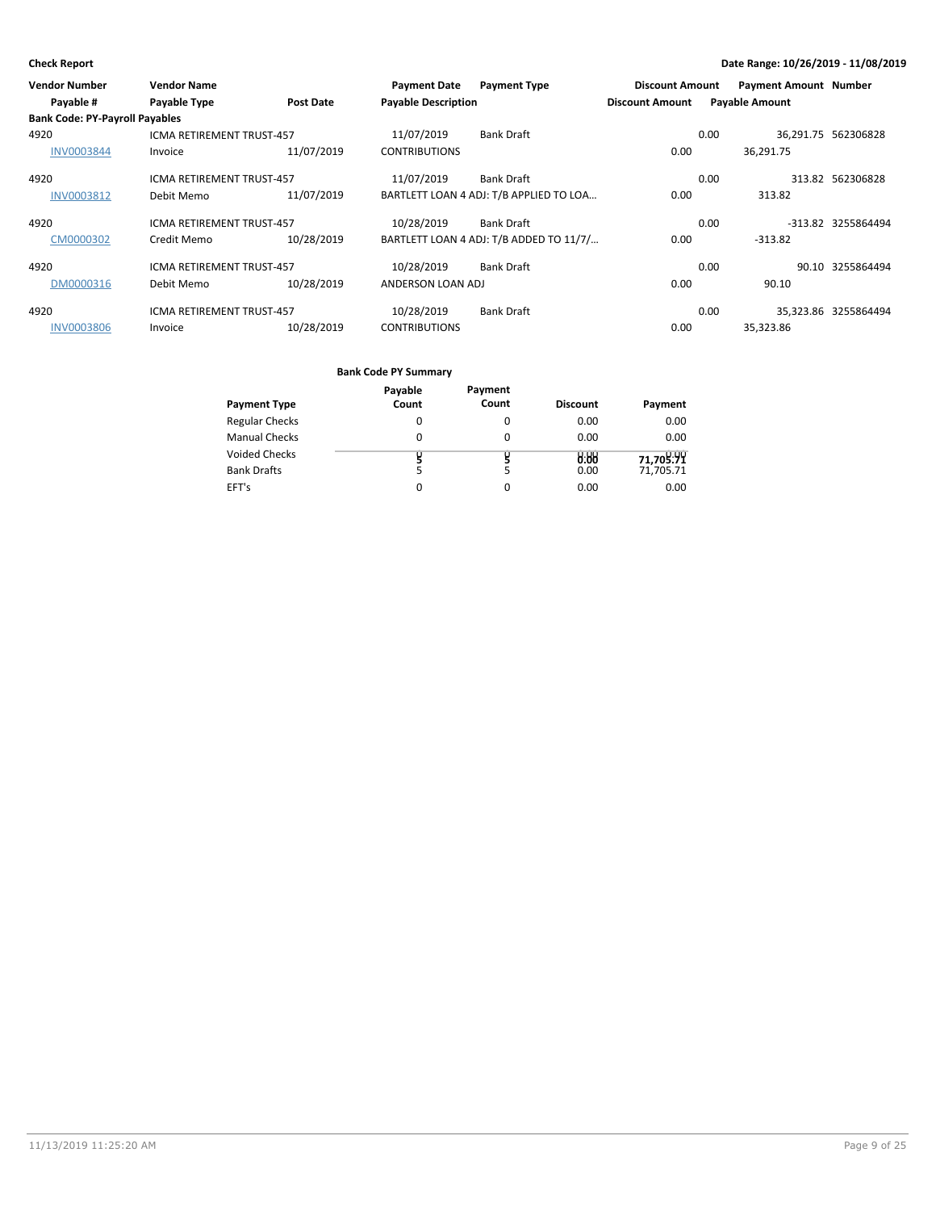**Check Report**

**Date Range: 10/26/2019 - 11/08/2019**

| Vendor Number / Payable # | Vendor Name / Payable Type | Post Date | Payment Date / Payable Description | Payment Type | Discount Amount | Payment Amount / Payable Amount | Number |
|---|---|---|---|---|---|---|---|
| **Bank Code: PY-Payroll Payables** | | | | | | | |
| 4920 | ICMA RETIREMENT TRUST-457 | | 11/07/2019 | Bank Draft | 0.00 | 36,291.75 | 562306828 |
| INV0003844 | Invoice | 11/07/2019 | CONTRIBUTIONS | | 0.00 | 36,291.75 | |
| 4920 | ICMA RETIREMENT TRUST-457 | | 11/07/2019 | Bank Draft | 0.00 | 313.82 | 562306828 |
| INV0003812 | Debit Memo | 11/07/2019 | BARTLETT LOAN 4 ADJ: T/B APPLIED TO LOA... | | 0.00 | 313.82 | |
| 4920 | ICMA RETIREMENT TRUST-457 | | 10/28/2019 | Bank Draft | 0.00 | -313.82 | 3255864494 |
| CM0000302 | Credit Memo | 10/28/2019 | BARTLETT LOAN 4 ADJ: T/B ADDED TO 11/7/... | | 0.00 | -313.82 | |
| 4920 | ICMA RETIREMENT TRUST-457 | | 10/28/2019 | Bank Draft | 0.00 | 90.10 | 3255864494 |
| DM0000316 | Debit Memo | 10/28/2019 | ANDERSON LOAN ADJ | | 0.00 | 90.10 | |
| 4920 | ICMA RETIREMENT TRUST-457 | | 10/28/2019 | Bank Draft | 0.00 | 35,323.86 | 3255864494 |
| INV0003806 | Invoice | 10/28/2019 | CONTRIBUTIONS | | 0.00 | 35,323.86 | |

**Bank Code PY Summary**

| Payment Type | Payable Count | Payment Count | Discount | Payment |
|---|---|---|---|---|
| Regular Checks | 0 | 0 | 0.00 | 0.00 |
| Manual Checks | 0 | 0 | 0.00 | 0.00 |
| Voided Checks | 0 | 0 | 0.00 | 0.00 |
| Bank Drafts | 5 | 5 | 0.00 | 71,705.71 |
| EFT's | 0 | 0 | 0.00 | 0.00 |
| | **5** | **5** | **0.00** | **71,705.71** |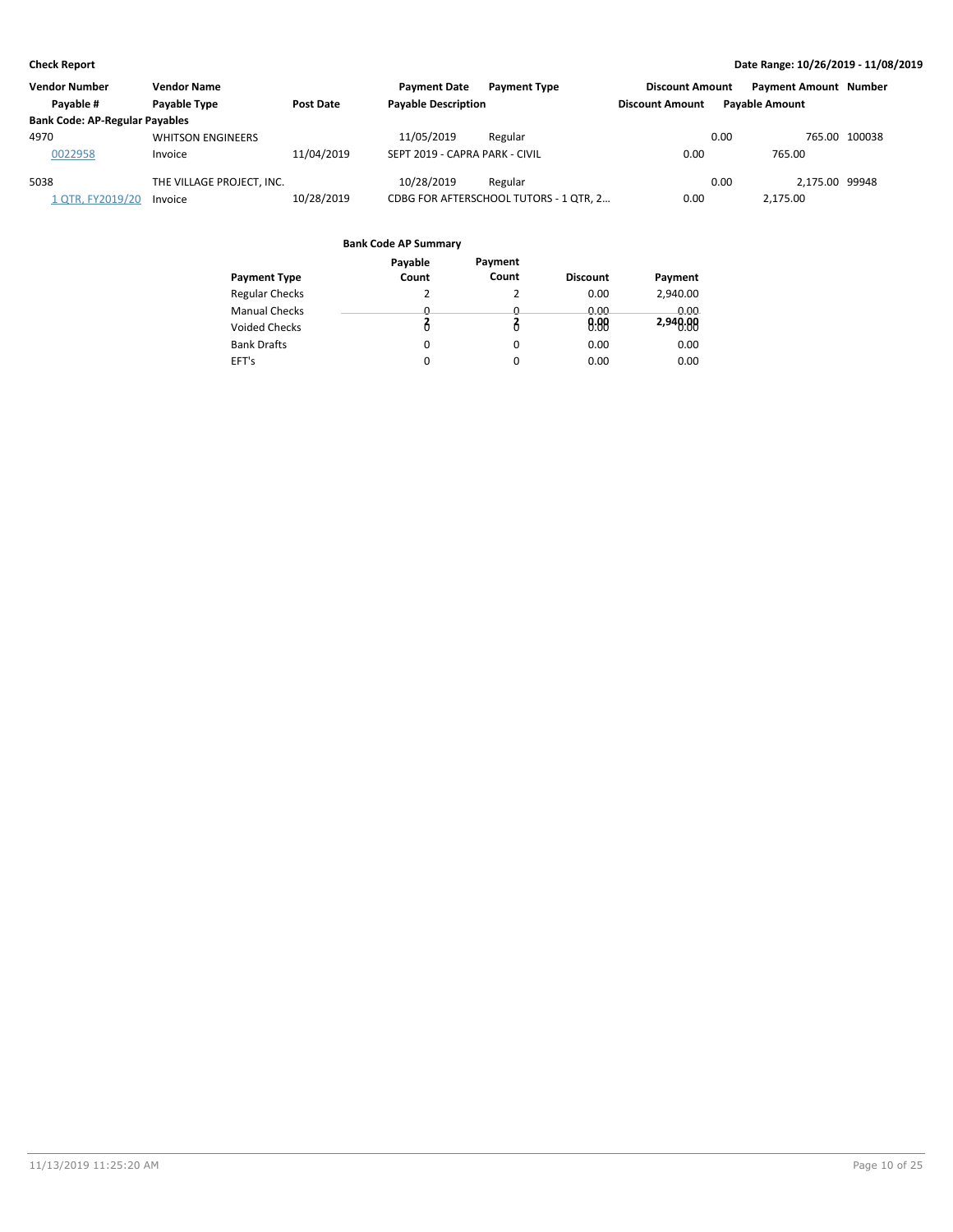**Check Report** — Date Range: 10/26/2019 - 11/08/2019

| Vendor Number | Vendor Name | | Payment Date | Payment Type | Discount Amount | Payment Amount | Number |
|---|---|---|---|---|---|---|---|
| Payable # | Payable Type | Post Date | Payable Description | | Discount Amount | Payable Amount | |
| **Bank Code: AP-Regular Payables** | | | | | | | |
| 4970 | WHITSON ENGINEERS | | 11/05/2019 | Regular | 0.00 | 765.00 | 100038 |
| 0022958 | Invoice | 11/04/2019 | SEPT 2019 - CAPRA PARK - CIVIL | | 0.00 | 765.00 | |
| 5038 | THE VILLAGE PROJECT, INC. | | 10/28/2019 | Regular | 0.00 | 2,175.00 | 99948 |
| 1 QTR, FY2019/20 | Invoice | 10/28/2019 | CDBG FOR AFTERSCHOOL TUTORS - 1 QTR, 2… | | 0.00 | 2,175.00 | |

**Bank Code AP Summary**

| Payment Type | Payable Count | Payment Count | Discount | Payment |
|---|---|---|---|---|
| Regular Checks | 2 | 2 | 0.00 | 2,940.00 |
| Manual Checks | 0 | 0 | 0.00 | 0.00 |
| Voided Checks | 0 | 0 | 0.00 | 0.00 |
| Bank Drafts | 0 | 0 | 0.00 | 0.00 |
| EFT's | 0 | 0 | 0.00 | 0.00 |
| | 2 | 2 | 0.00 | 2,940.00 |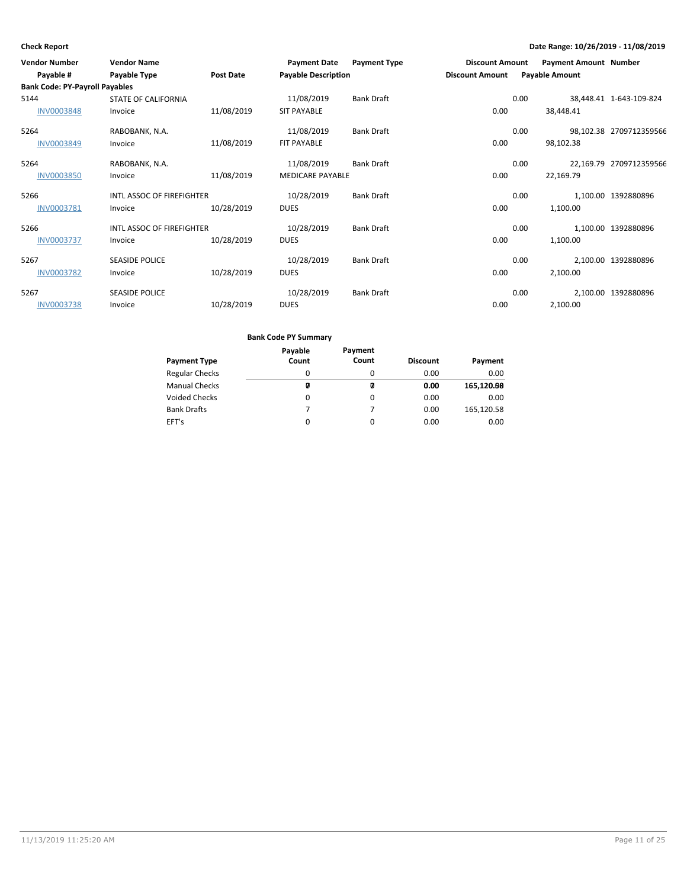**Check Report** | **Date Range: 10/26/2019 - 11/08/2019**

| Vendor Number / Payable # | Vendor Name / Payable Type | Post Date | Payment Date / Payable Description | Payment Type | Discount Amount / Discount Amount | Payment Amount / Payable Amount | Number |
|---|---|---|---|---|---|---|---|
| **Bank Code: PY-Payroll Payables** | | | | | | | |
| 5144 | STATE OF CALIFORNIA | | 11/08/2019 | Bank Draft | 0.00 | 38,448.41 | 1-643-109-824 |
| INV0003848 | Invoice | 11/08/2019 | SIT PAYABLE | | 0.00 | 38,448.41 | |
| 5264 | RABOBANK, N.A. | | 11/08/2019 | Bank Draft | 0.00 | 98,102.38 | 2709712359566 |
| INV0003849 | Invoice | 11/08/2019 | FIT PAYABLE | | 0.00 | 98,102.38 | |
| 5264 | RABOBANK, N.A. | | 11/08/2019 | Bank Draft | 0.00 | 22,169.79 | 2709712359566 |
| INV0003850 | Invoice | 11/08/2019 | MEDICARE PAYABLE | | 0.00 | 22,169.79 | |
| 5266 | INTL ASSOC OF FIREFIGHTER | | 10/28/2019 | Bank Draft | 0.00 | 1,100.00 | 1392880896 |
| INV0003781 | Invoice | 10/28/2019 | DUES | | 0.00 | 1,100.00 | |
| 5266 | INTL ASSOC OF FIREFIGHTER | | 10/28/2019 | Bank Draft | 0.00 | 1,100.00 | 1392880896 |
| INV0003737 | Invoice | 10/28/2019 | DUES | | 0.00 | 1,100.00 | |
| 5267 | SEASIDE POLICE | | 10/28/2019 | Bank Draft | 0.00 | 2,100.00 | 1392880896 |
| INV0003782 | Invoice | 10/28/2019 | DUES | | 0.00 | 2,100.00 | |
| 5267 | SEASIDE POLICE | | 10/28/2019 | Bank Draft | 0.00 | 2,100.00 | 1392880896 |
| INV0003738 | Invoice | 10/28/2019 | DUES | | 0.00 | 2,100.00 | |

**Bank Code PY Summary**

| Payment Type | Payable Count | Payment Count | Discount | Payment |
|---|---|---|---|---|
| Regular Checks | 0 | 0 | 0.00 | 0.00 |
| Manual Checks | 0 | 0 | 0.00 | 0.00 |
| Voided Checks | 0 | 0 | 0.00 | 0.00 |
| Bank Drafts | 7 | 7 | 0.00 | 165,120.58 |
| EFT's | 0 | 0 | 0.00 | 0.00 |
| | **7** | **7** | **0.00** | **165,120.58** |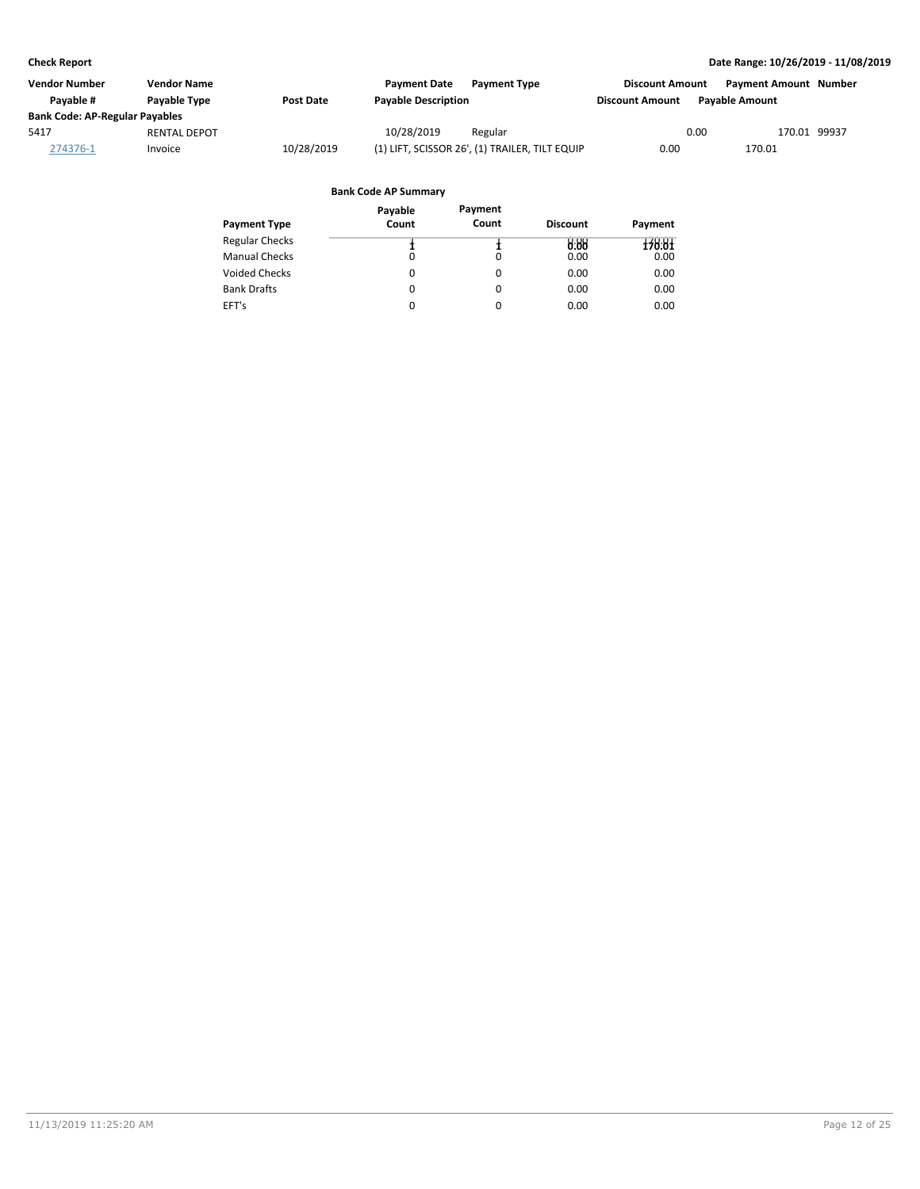**Check Report** | **Date Range: 10/26/2019 - 11/08/2019**

| Vendor Number | Vendor Name | | Payment Date | Payment Type | Discount Amount | Payment Amount | Number |
|---|---|---|---|---|---|---|---|
| Payable # | Payable Type | Post Date | Payable Description | | Discount Amount | Payable Amount | |
| **Bank Code: AP-Regular Payables** | | | | | | | |
| 5417 | RENTAL DEPOT | | 10/28/2019 | Regular | 0.00 | 170.01 | 99937 |
| 274376-1 | Invoice | 10/28/2019 | (1) LIFT, SCISSOR 26', (1) TRAILER, TILT EQUIP | | 0.00 | 170.01 | |

**Bank Code AP Summary**

| Payment Type | Payable Count | Payment Count | Discount | Payment |
|---|---|---|---|---|
| Regular Checks | 1 | 1 | 0.00 | 170.01 |
| Manual Checks | 0 | 0 | 0.00 | 0.00 |
| Voided Checks | 0 | 0 | 0.00 | 0.00 |
| Bank Drafts | 0 | 0 | 0.00 | 0.00 |
| EFT's | 0 | 0 | 0.00 | 0.00 |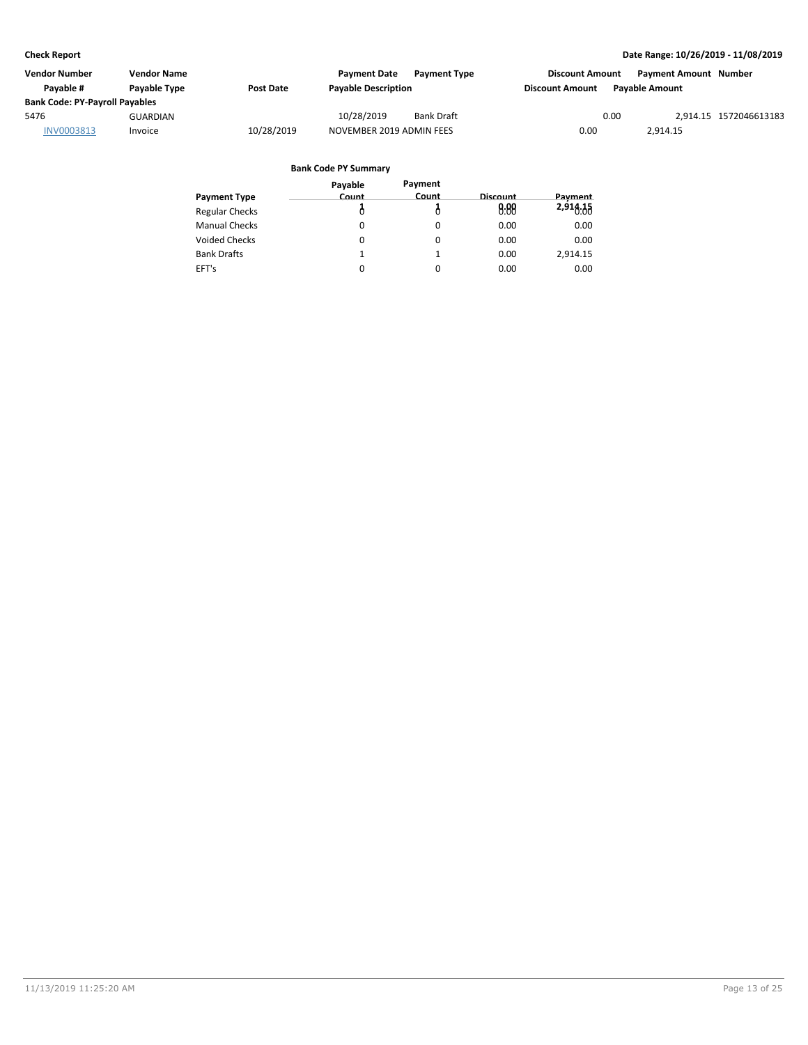**Check Report** | **Date Range: 10/26/2019 - 11/08/2019**

| Vendor Number | Vendor Name | | Payment Date | Payment Type | Discount Amount | Payment Amount | Number |
|---|---|---|---|---|---|---|---|
| Payable # | Payable Type | Post Date | Payable Description | | Discount Amount | Payable Amount | |
| **Bank Code: PY-Payroll Payables** | | | | | | | |
| 5476 | GUARDIAN | | 10/28/2019 | Bank Draft | 0.00 | 2,914.15 | 1572046613183 |
| INV0003813 | Invoice | 10/28/2019 | NOVEMBER 2019 ADMIN FEES | | 0.00 | 2,914.15 | |

**Bank Code PY Summary**

| Payment Type | Payable Count | Payment Count | Discount | Payment |
|---|---|---|---|---|
| Regular Checks | 0 | 0 | 0.00 | 0.00 |
| Manual Checks | 0 | 0 | 0.00 | 0.00 |
| Voided Checks | 0 | 0 | 0.00 | 0.00 |
| Bank Drafts | 1 | 1 | 0.00 | 2,914.15 |
| EFT's | 0 | 0 | 0.00 | 0.00 |
| | 1 | 1 | 0.00 | 2,914.15 |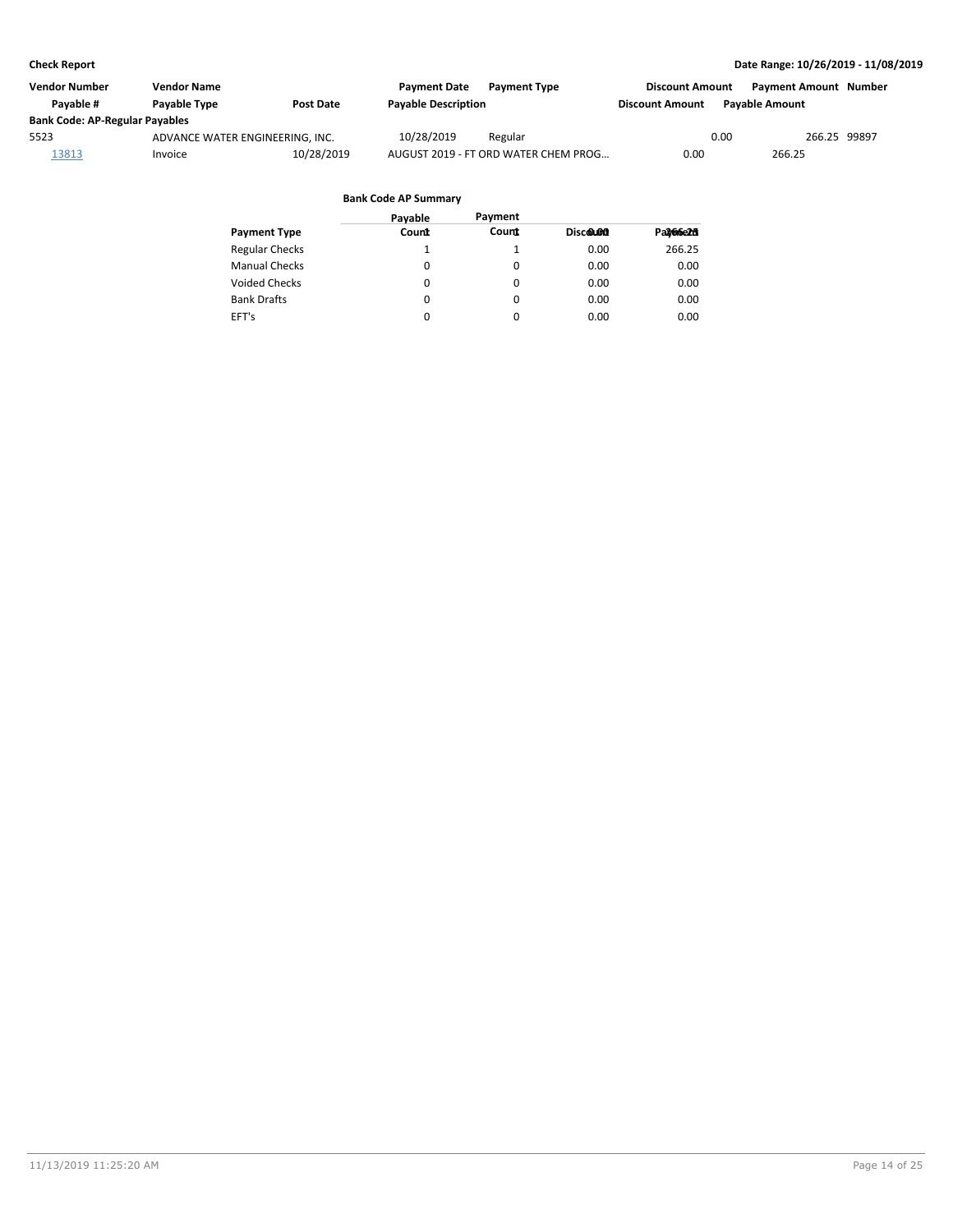**Check Report**

**Date Range: 10/26/2019 - 11/08/2019**

| Vendor Number | Vendor Name | | Payment Date | Payment Type | Discount Amount | Payment Amount | Number |
|---|---|---|---|---|---|---|---|
| Payable # | Payable Type | Post Date | Payable Description | | Discount Amount | Payable Amount | |
| **Bank Code: AP-Regular Payables** | | | | | | | |
| 5523 | ADVANCE WATER ENGINEERING, INC. | | 10/28/2019 | Regular | 0.00 | 266.25 | 99897 |
| 13813 | Invoice | 10/28/2019 | AUGUST 2019 - FT ORD WATER CHEM PROG… | | 0.00 | 266.25 | |

**Bank Code AP Summary**

| Payment Type | Payable Count | Payment Count | Discount | Payment |
|---|---|---|---|---|
| Regular Checks | 1 | 1 | 0.00 | 266.25 |
| Manual Checks | 0 | 0 | 0.00 | 0.00 |
| Voided Checks | 0 | 0 | 0.00 | 0.00 |
| Bank Drafts | 0 | 0 | 0.00 | 0.00 |
| EFT's | 0 | 0 | 0.00 | 0.00 |
| | 1 | 1 | 0.00 | 266.25 |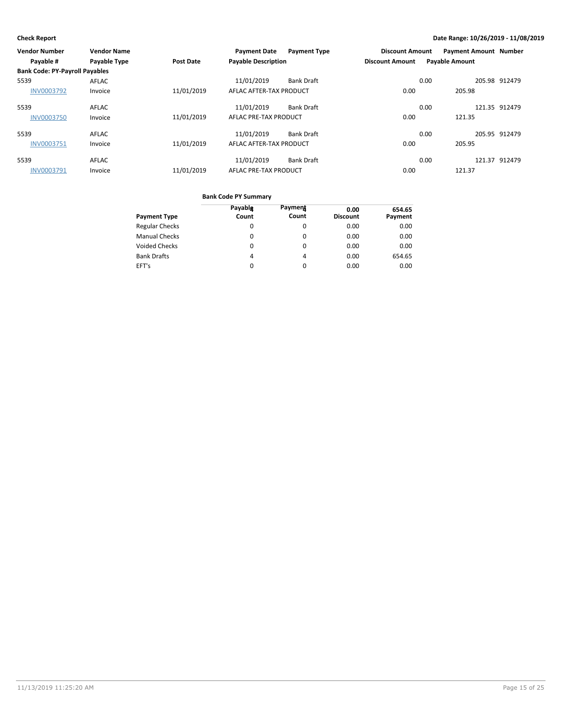**Check Report** — **Date Range: 10/26/2019 - 11/08/2019**

| Vendor Number | Vendor Name | | Payment Date | Payment Type | Discount Amount | Payment Amount | Number |
|---|---|---|---|---|---|---|---|
| Payable # | Payable Type | Post Date | Payable Description | | Discount Amount | Payable Amount | |
| **Bank Code: PY-Payroll Payables** | | | | | | | |
| 5539 | AFLAC | | 11/01/2019 | Bank Draft | 0.00 | 205.98 | 912479 |
| INV0003792 | Invoice | 11/01/2019 | AFLAC AFTER-TAX PRODUCT | | 0.00 | 205.98 | |
| 5539 | AFLAC | | 11/01/2019 | Bank Draft | 0.00 | 121.35 | 912479 |
| INV0003750 | Invoice | 11/01/2019 | AFLAC PRE-TAX PRODUCT | | 0.00 | 121.35 | |
| 5539 | AFLAC | | 11/01/2019 | Bank Draft | 0.00 | 205.95 | 912479 |
| INV0003751 | Invoice | 11/01/2019 | AFLAC AFTER-TAX PRODUCT | | 0.00 | 205.95 | |
| 5539 | AFLAC | | 11/01/2019 | Bank Draft | 0.00 | 121.37 | 912479 |
| INV0003791 | Invoice | 11/01/2019 | AFLAC PRE-TAX PRODUCT | | 0.00 | 121.37 | |

**Bank Code PY Summary**

| Payment Type | Payable Count | Payment Count | Discount | Payment |
|---|---|---|---|---|
| Regular Checks | 0 | 0 | 0.00 | 0.00 |
| Manual Checks | 0 | 0 | 0.00 | 0.00 |
| Voided Checks | 0 | 0 | 0.00 | 0.00 |
| Bank Drafts | 4 | 4 | 0.00 | 654.65 |
| EFT's | 0 | 0 | 0.00 | 0.00 |
| | 4 | 4 | 0.00 | 654.65 |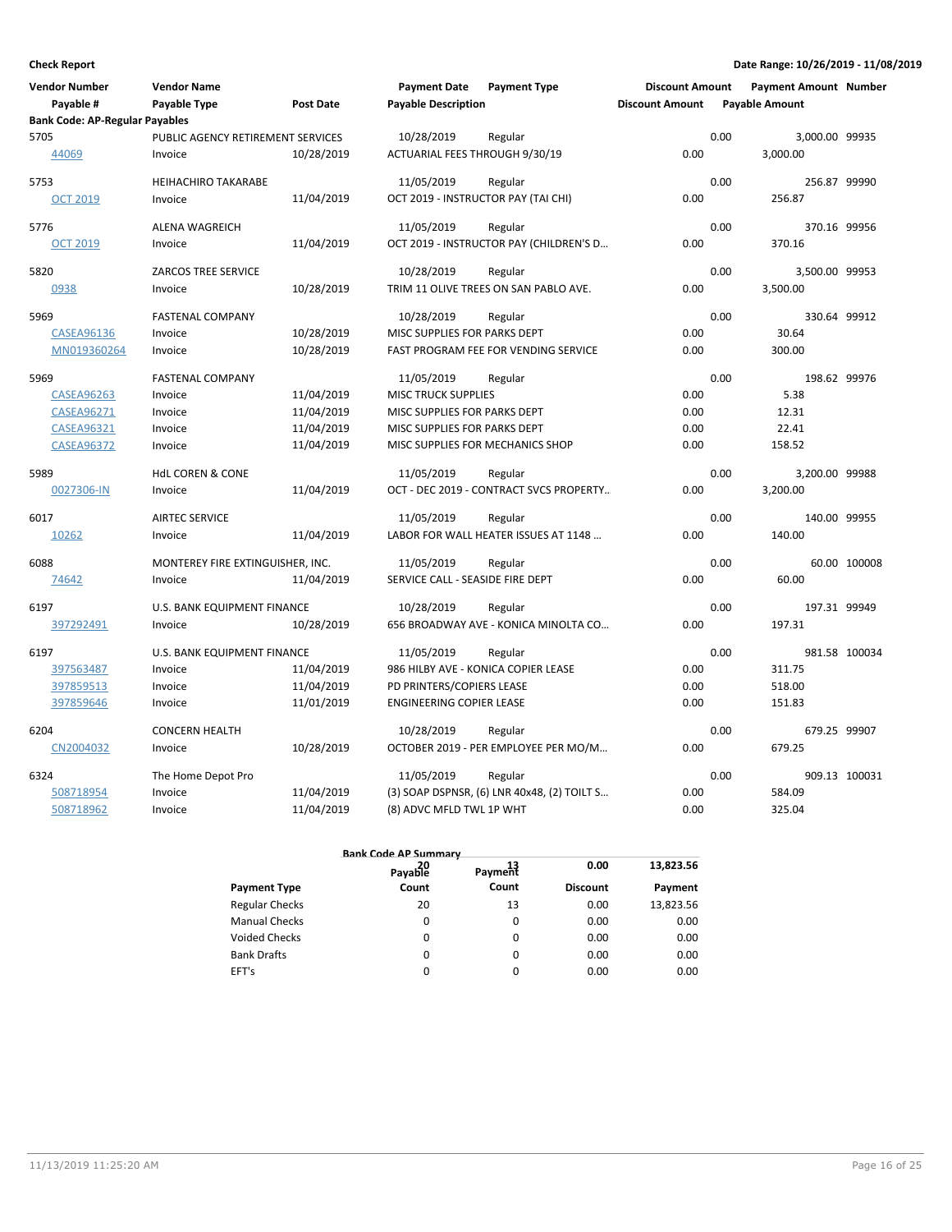**Check Report** — Date Range: 10/26/2019 - 11/08/2019

| Vendor Number | Vendor Name | | Payment Date | Payment Type | Discount Amount | Payment Amount | Number |
|---|---|---|---|---|---|---|---|
| Payable # | Payable Type | Post Date | Payable Description | | Discount Amount | Payable Amount | |
| **Bank Code: AP-Regular Payables** | | | | | | | |
| 5705 | PUBLIC AGENCY RETIREMENT SERVICES | | 10/28/2019 | Regular | 0.00 | 3,000.00 | 99935 |
| 44069 | Invoice | 10/28/2019 | ACTUARIAL FEES THROUGH 9/30/19 | | 0.00 | 3,000.00 | |
| 5753 | HEIHACHIRO TAKARABE | | 11/05/2019 | Regular | 0.00 | 256.87 | 99990 |
| OCT 2019 | Invoice | 11/04/2019 | OCT 2019 - INSTRUCTOR PAY (TAI CHI) | | 0.00 | 256.87 | |
| 5776 | ALENA WAGREICH | | 11/05/2019 | Regular | 0.00 | 370.16 | 99956 |
| OCT 2019 | Invoice | 11/04/2019 | OCT 2019 - INSTRUCTOR PAY (CHILDREN'S D... | | 0.00 | 370.16 | |
| 5820 | ZARCOS TREE SERVICE | | 10/28/2019 | Regular | 0.00 | 3,500.00 | 99953 |
| 0938 | Invoice | 10/28/2019 | TRIM 11 OLIVE TREES ON SAN PABLO AVE. | | 0.00 | 3,500.00 | |
| 5969 | FASTENAL COMPANY | | 10/28/2019 | Regular | 0.00 | 330.64 | 99912 |
| CASEA96136 | Invoice | 10/28/2019 | MISC SUPPLIES FOR PARKS DEPT | | 0.00 | 30.64 | |
| MN019360264 | Invoice | 10/28/2019 | FAST PROGRAM FEE FOR VENDING SERVICE | | 0.00 | 300.00 | |
| 5969 | FASTENAL COMPANY | | 11/05/2019 | Regular | 0.00 | 198.62 | 99976 |
| CASEA96263 | Invoice | 11/04/2019 | MISC TRUCK SUPPLIES | | 0.00 | 5.38 | |
| CASEA96271 | Invoice | 11/04/2019 | MISC SUPPLIES FOR PARKS DEPT | | 0.00 | 12.31 | |
| CASEA96321 | Invoice | 11/04/2019 | MISC SUPPLIES FOR PARKS DEPT | | 0.00 | 22.41 | |
| CASEA96372 | Invoice | 11/04/2019 | MISC SUPPLIES FOR MECHANICS SHOP | | 0.00 | 158.52 | |
| 5989 | HdL COREN & CONE | | 11/05/2019 | Regular | 0.00 | 3,200.00 | 99988 |
| 0027306-IN | Invoice | 11/04/2019 | OCT - DEC 2019 - CONTRACT SVCS PROPERTY... | | 0.00 | 3,200.00 | |
| 6017 | AIRTEC SERVICE | | 11/05/2019 | Regular | 0.00 | 140.00 | 99955 |
| 10262 | Invoice | 11/04/2019 | LABOR FOR WALL HEATER ISSUES AT 1148 ... | | 0.00 | 140.00 | |
| 6088 | MONTEREY FIRE EXTINGUISHER, INC. | | 11/05/2019 | Regular | 0.00 | 60.00 | 100008 |
| 74642 | Invoice | 11/04/2019 | SERVICE CALL - SEASIDE FIRE DEPT | | 0.00 | 60.00 | |
| 6197 | U.S. BANK EQUIPMENT FINANCE | | 10/28/2019 | Regular | 0.00 | 197.31 | 99949 |
| 397292491 | Invoice | 10/28/2019 | 656 BROADWAY AVE - KONICA MINOLTA CO... | | 0.00 | 197.31 | |
| 6197 | U.S. BANK EQUIPMENT FINANCE | | 11/05/2019 | Regular | 0.00 | 981.58 | 100034 |
| 397563487 | Invoice | 11/04/2019 | 986 HILBY AVE - KONICA COPIER LEASE | | 0.00 | 311.75 | |
| 397859513 | Invoice | 11/04/2019 | PD PRINTERS/COPIERS LEASE | | 0.00 | 518.00 | |
| 397859646 | Invoice | 11/01/2019 | ENGINEERING COPIER LEASE | | 0.00 | 151.83 | |
| 6204 | CONCERN HEALTH | | 10/28/2019 | Regular | 0.00 | 679.25 | 99907 |
| CN2004032 | Invoice | 10/28/2019 | OCTOBER 2019 - PER EMPLOYEE PER MO/M... | | 0.00 | 679.25 | |
| 6324 | The Home Depot Pro | | 11/05/2019 | Regular | 0.00 | 909.13 | 100031 |
| 508718954 | Invoice | 11/04/2019 | (3) SOAP DSPNSR, (6) LNR 40x48, (2) TOILT S... | | 0.00 | 584.09 | |
| 508718962 | Invoice | 11/04/2019 | (8) ADVC MFLD TWL 1P WHT | | 0.00 | 325.04 | |

**Bank Code AP Summary**

| Payment Type | Payable Count | Payment Count | Discount | Payment |
|---|---|---|---|---|
| Regular Checks | 20 | 13 | 0.00 | 13,823.56 |
| Manual Checks | 0 | 0 | 0.00 | 0.00 |
| Voided Checks | 0 | 0 | 0.00 | 0.00 |
| Bank Drafts | 0 | 0 | 0.00 | 0.00 |
| EFT's | 0 | 0 | 0.00 | 0.00 |
| | 20 | 13 | 0.00 | 13,823.56 |

11/13/2019 11:25:20 AM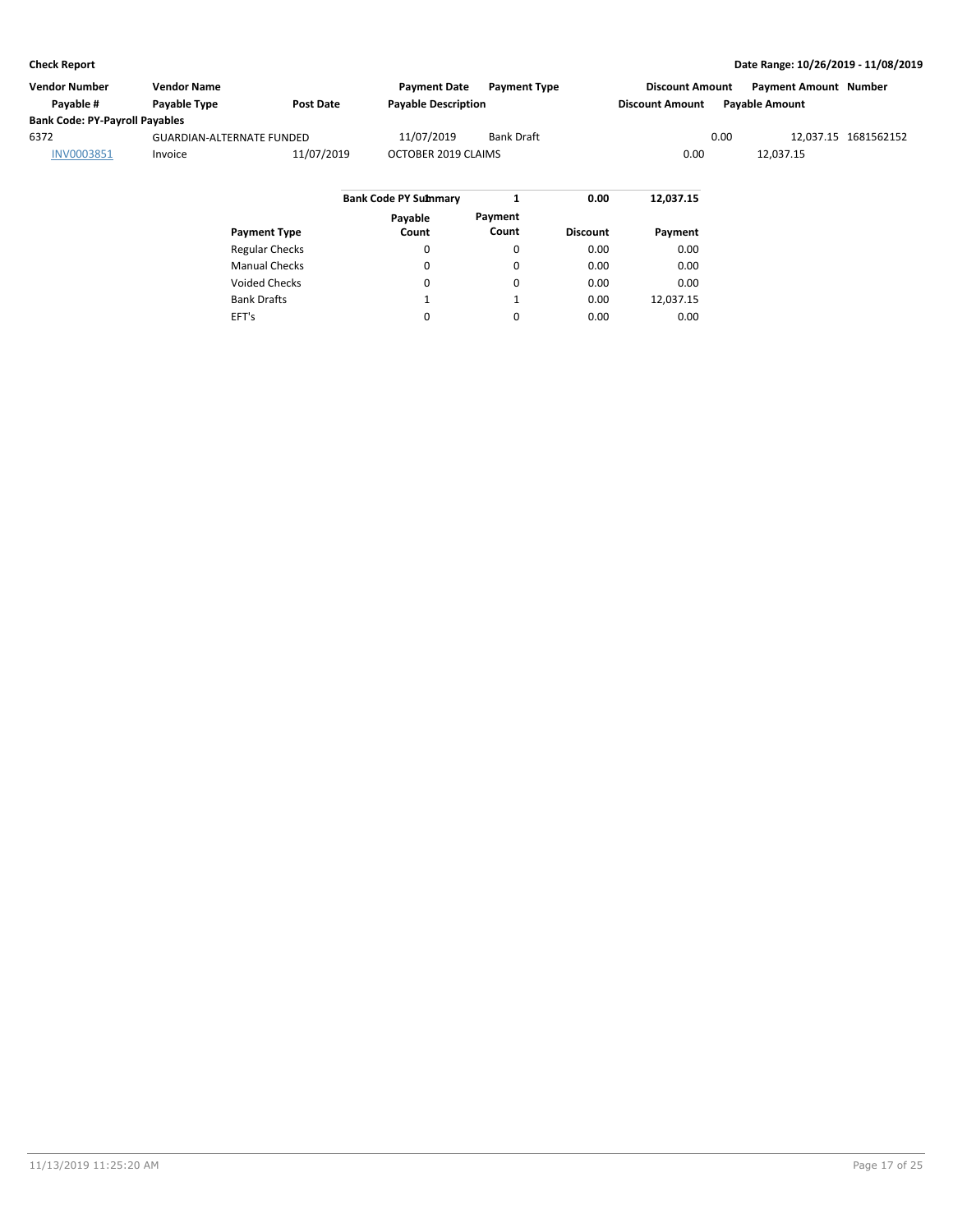**Check Report** — Date Range: 10/26/2019 - 11/08/2019

| Vendor Number | Vendor Name | | Payment Date | Payment Type | Discount Amount | Payment Amount | Number |
|---|---|---|---|---|---|---|---|
| Payable # | Payable Type | Post Date | Payable Description | | Discount Amount | Payable Amount | |
| **Bank Code: PY-Payroll Payables** | | | | | | | |
| 6372 | GUARDIAN-ALTERNATE FUNDED | | 11/07/2019 | Bank Draft | 0.00 | 12,037.15 | 1681562152 |
| INV0003851 | Invoice | 11/07/2019 | OCTOBER 2019 CLAIMS | | 0.00 | 12,037.15 | |

| Payment Type | Payable Count | Payment Count | Discount | Payment |
|---|---|---|---|---|
| **Bank Code PY Summary** | **1** | | **0.00** | **12,037.15** |
| Regular Checks | 0 | 0 | 0.00 | 0.00 |
| Manual Checks | 0 | 0 | 0.00 | 0.00 |
| Voided Checks | 0 | 0 | 0.00 | 0.00 |
| Bank Drafts | 1 | 1 | 0.00 | 12,037.15 |
| EFT's | 0 | 0 | 0.00 | 0.00 |

11/13/2019 11:25:20 AM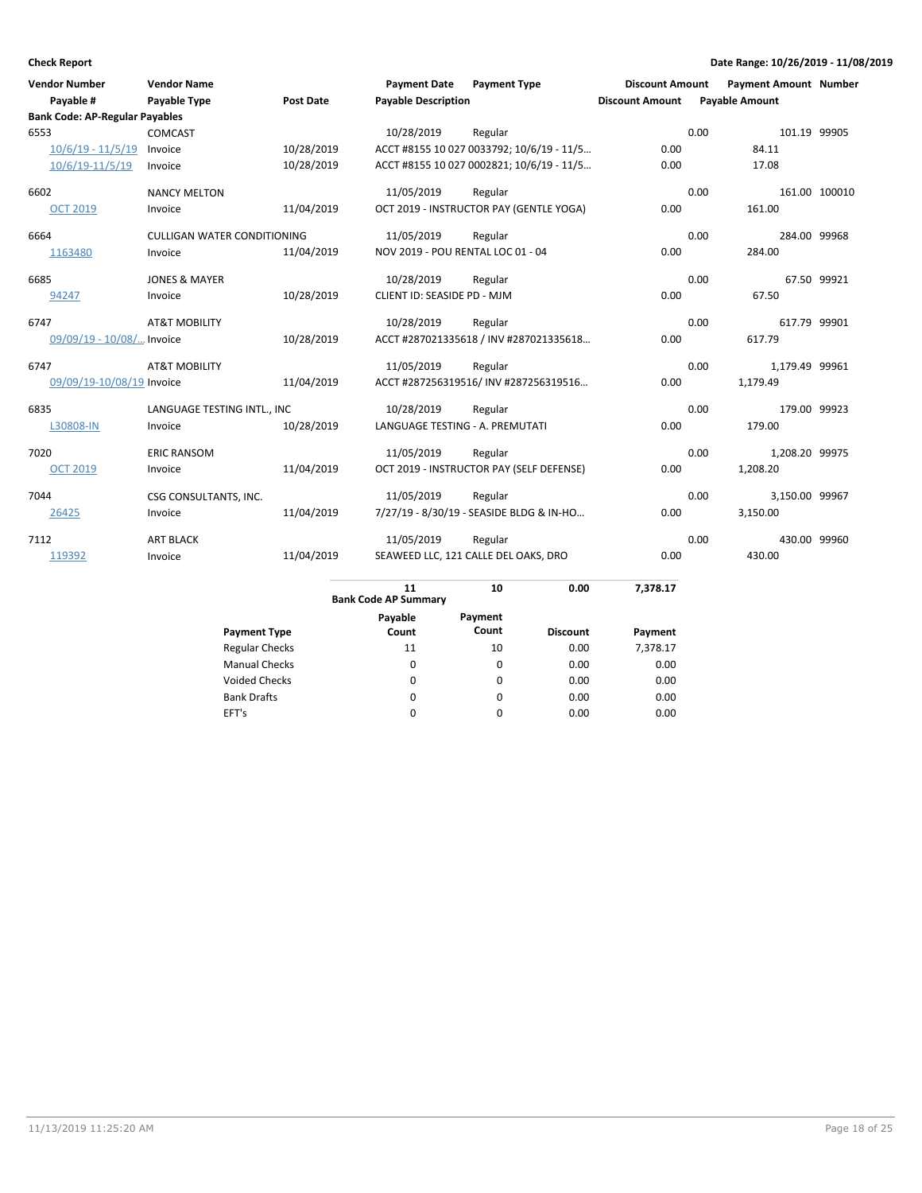**Check Report**

**Date Range: 10/26/2019 - 11/08/2019**

| Vendor Number / Payable # | Vendor Name / Payable Type | Post Date | Payment Date / Payable Description | Payment Type | Discount Amount | Payment Amount / Payable Amount | Number |
|---|---|---|---|---|---|---|---|
| **Bank Code: AP-Regular Payables** | | | | | | | |
| 6553 | COMCAST | | 10/28/2019 | Regular | 0.00 | 101.19 | 99905 |
| 10/6/19 - 11/5/19 | Invoice | 10/28/2019 | ACCT #8155 10 027 0033792; 10/6/19 - 11/5... | | 0.00 | 84.11 | |
| 10/6/19-11/5/19 | Invoice | 10/28/2019 | ACCT #8155 10 027 0002821; 10/6/19 - 11/5... | | 0.00 | 17.08 | |
| 6602 | NANCY MELTON | | 11/05/2019 | Regular | 0.00 | 161.00 | 100010 |
| OCT 2019 | Invoice | 11/04/2019 | OCT 2019 - INSTRUCTOR PAY (GENTLE YOGA) | | 0.00 | 161.00 | |
| 6664 | CULLIGAN WATER CONDITIONING | | 11/05/2019 | Regular | 0.00 | 284.00 | 99968 |
| 1163480 | Invoice | 11/04/2019 | NOV 2019 - POU RENTAL LOC 01 - 04 | | 0.00 | 284.00 | |
| 6685 | JONES & MAYER | | 10/28/2019 | Regular | 0.00 | 67.50 | 99921 |
| 94247 | Invoice | 10/28/2019 | CLIENT ID: SEASIDE PD - MJM | | 0.00 | 67.50 | |
| 6747 | AT&T MOBILITY | | 10/28/2019 | Regular | 0.00 | 617.79 | 99901 |
| 09/09/19 - 10/08/... | Invoice | 10/28/2019 | ACCT #287021335618 / INV #287021335618... | | 0.00 | 617.79 | |
| 6747 | AT&T MOBILITY | | 11/05/2019 | Regular | 0.00 | 1,179.49 | 99961 |
| 09/09/19-10/08/19 | Invoice | 11/04/2019 | ACCT #287256319516/ INV #287256319516... | | 0.00 | 1,179.49 | |
| 6835 | LANGUAGE TESTING INTL., INC | | 10/28/2019 | Regular | 0.00 | 179.00 | 99923 |
| L30808-IN | Invoice | 10/28/2019 | LANGUAGE TESTING - A. PREMUTATI | | 0.00 | 179.00 | |
| 7020 | ERIC RANSOM | | 11/05/2019 | Regular | 0.00 | 1,208.20 | 99975 |
| OCT 2019 | Invoice | 11/04/2019 | OCT 2019 - INSTRUCTOR PAY (SELF DEFENSE) | | 0.00 | 1,208.20 | |
| 7044 | CSG CONSULTANTS, INC. | | 11/05/2019 | Regular | 0.00 | 3,150.00 | 99967 |
| 26425 | Invoice | 11/04/2019 | 7/27/19 - 8/30/19 - SEASIDE BLDG & IN-HO... | | 0.00 | 3,150.00 | |
| 7112 | ART BLACK | | 11/05/2019 | Regular | 0.00 | 430.00 | 99960 |
| 119392 | Invoice | 11/04/2019 | SEAWEED LLC, 121 CALLE DEL OAKS, DRO | | 0.00 | 430.00 | |

**Bank Code AP Summary**: 11 | 10 | 0.00 | 7,378.17

| Payment Type | Payable Count | Payment Count | Discount | Payment |
|---|---|---|---|---|
| Regular Checks | 11 | 10 | 0.00 | 7,378.17 |
| Manual Checks | 0 | 0 | 0.00 | 0.00 |
| Voided Checks | 0 | 0 | 0.00 | 0.00 |
| Bank Drafts | 0 | 0 | 0.00 | 0.00 |
| EFT's | 0 | 0 | 0.00 | 0.00 |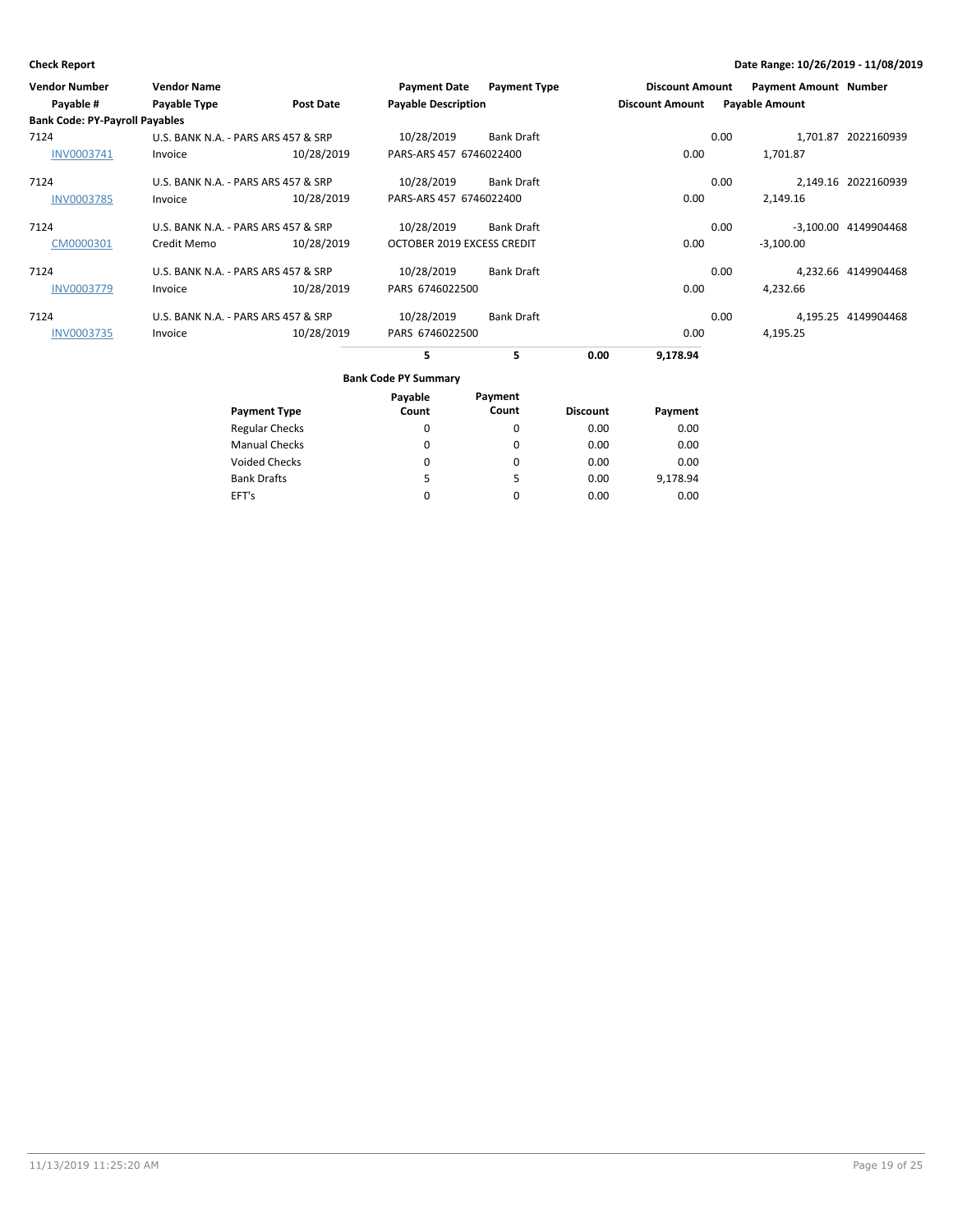**Check Report**

**Date Range: 10/26/2019 - 11/08/2019**

| Vendor Number / Payable # | Vendor Name / Payable Type | Post Date | Payment Date / Payable Description | Payment Type | Discount Amount / Discount Amount | Payment Amount / Payable Amount | Number |
|---|---|---|---|---|---|---|---|
| **Bank Code: PY-Payroll Payables** | | | | | | | |
| 7124 | U.S. BANK N.A. - PARS ARS 457 & SRP | | 10/28/2019 | Bank Draft | 0.00 | 1,701.87 | 2022160939 |
| INV0003741 | Invoice | 10/28/2019 | PARS-ARS 457 6746022400 | | 0.00 | 1,701.87 | |
| 7124 | U.S. BANK N.A. - PARS ARS 457 & SRP | | 10/28/2019 | Bank Draft | 0.00 | 2,149.16 | 2022160939 |
| INV0003785 | Invoice | 10/28/2019 | PARS-ARS 457 6746022400 | | 0.00 | 2,149.16 | |
| 7124 | U.S. BANK N.A. - PARS ARS 457 & SRP | | 10/28/2019 | Bank Draft | 0.00 | -3,100.00 | 4149904468 |
| CM0000301 | Credit Memo | 10/28/2019 | OCTOBER 2019 EXCESS CREDIT | | 0.00 | -3,100.00 | |
| 7124 | U.S. BANK N.A. - PARS ARS 457 & SRP | | 10/28/2019 | Bank Draft | 0.00 | 4,232.66 | 4149904468 |
| INV0003779 | Invoice | 10/28/2019 | PARS 6746022500 | | 0.00 | 4,232.66 | |
| 7124 | U.S. BANK N.A. - PARS ARS 457 & SRP | | 10/28/2019 | Bank Draft | 0.00 | 4,195.25 | 4149904468 |
| INV0003735 | Invoice | 10/28/2019 | PARS 6746022500 | | 0.00 | 4,195.25 | |

| | | | |
|---|---|---|---|
| **5** | **5** | **0.00** | **9,178.94** |

**Bank Code PY Summary**

| Payment Type | Payable Count | Payment Count | Discount | Payment |
|---|---|---|---|---|
| Regular Checks | 0 | 0 | 0.00 | 0.00 |
| Manual Checks | 0 | 0 | 0.00 | 0.00 |
| Voided Checks | 0 | 0 | 0.00 | 0.00 |
| Bank Drafts | 5 | 5 | 0.00 | 9,178.94 |
| EFT's | 0 | 0 | 0.00 | 0.00 |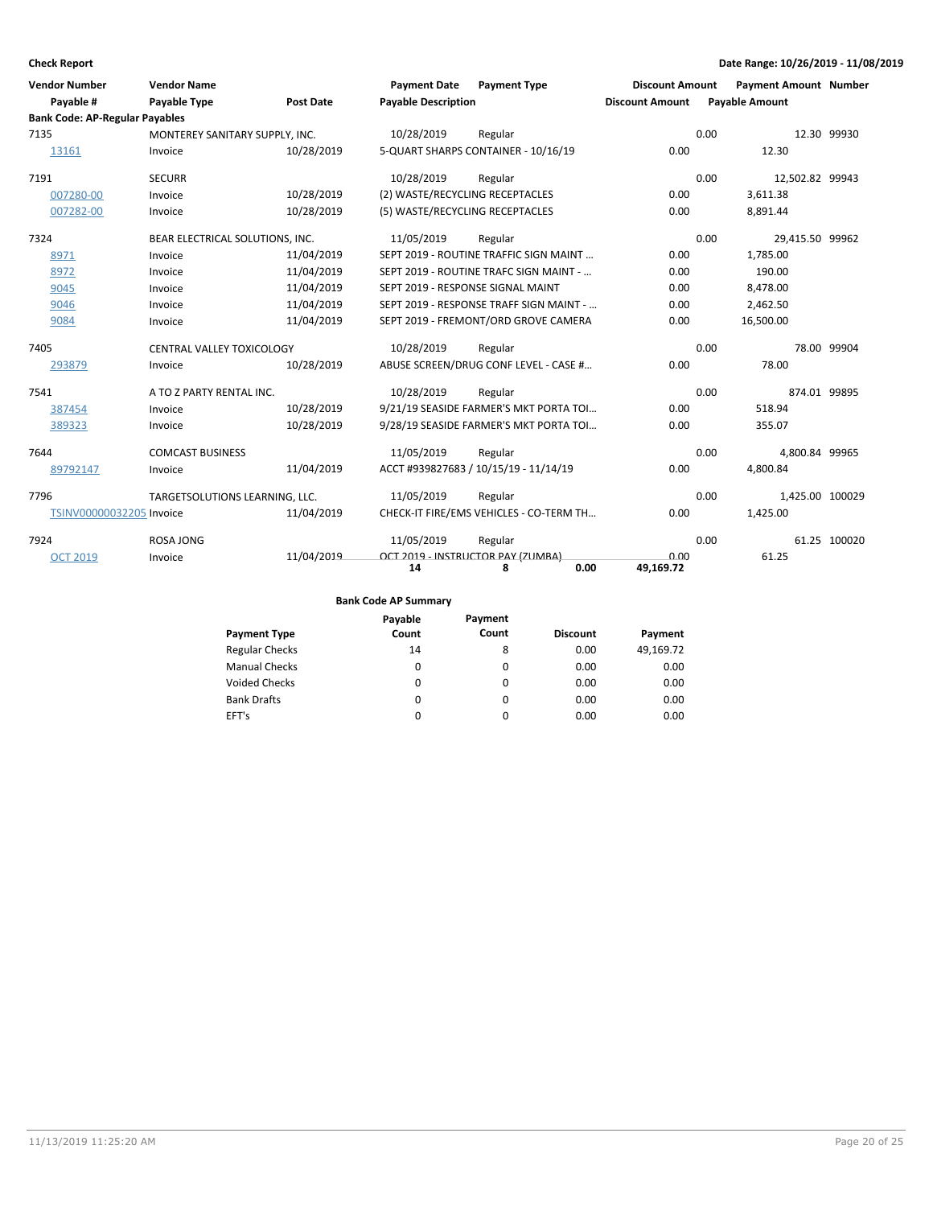**Check Report** **Date Range: 10/26/2019 - 11/08/2019**

| Vendor Number / Payable # | Vendor Name / Payable Type | Post Date | Payment Date / Payable Description | Payment Type | Discount Amount | Discount Amount | Payment Amount / Payable Amount | Number |
|---|---|---|---|---|---|---|---|---|
| **Bank Code: AP-Regular Payables** | | | | | | | | |
| 7135 | MONTEREY SANITARY SUPPLY, INC. | | 10/28/2019 | Regular | | 0.00 | 12.30 | 99930 |
| 13161 | Invoice | 10/28/2019 | 5-QUART SHARPS CONTAINER - 10/16/19 | | 0.00 | | 12.30 | |
| 7191 | SECURR | | 10/28/2019 | Regular | | 0.00 | 12,502.82 | 99943 |
| 007280-00 | Invoice | 10/28/2019 | (2) WASTE/RECYCLING RECEPTACLES | | 0.00 | | 3,611.38 | |
| 007282-00 | Invoice | 10/28/2019 | (5) WASTE/RECYCLING RECEPTACLES | | 0.00 | | 8,891.44 | |
| 7324 | BEAR ELECTRICAL SOLUTIONS, INC. | | 11/05/2019 | Regular | | 0.00 | 29,415.50 | 99962 |
| 8971 | Invoice | 11/04/2019 | SEPT 2019 - ROUTINE TRAFFIC SIGN MAINT ... | | 0.00 | | 1,785.00 | |
| 8972 | Invoice | 11/04/2019 | SEPT 2019 - ROUTINE TRAFC SIGN MAINT - ... | | 0.00 | | 190.00 | |
| 9045 | Invoice | 11/04/2019 | SEPT 2019 - RESPONSE SIGNAL MAINT | | 0.00 | | 8,478.00 | |
| 9046 | Invoice | 11/04/2019 | SEPT 2019 - RESPONSE TRAFF SIGN MAINT - ... | | 0.00 | | 2,462.50 | |
| 9084 | Invoice | 11/04/2019 | SEPT 2019 - FREMONT/ORD GROVE CAMERA | | 0.00 | | 16,500.00 | |
| 7405 | CENTRAL VALLEY TOXICOLOGY | | 10/28/2019 | Regular | | 0.00 | 78.00 | 99904 |
| 293879 | Invoice | 10/28/2019 | ABUSE SCREEN/DRUG CONF LEVEL - CASE #... | | 0.00 | | 78.00 | |
| 7541 | A TO Z PARTY RENTAL INC. | | 10/28/2019 | Regular | | 0.00 | 874.01 | 99895 |
| 387454 | Invoice | 10/28/2019 | 9/21/19 SEASIDE FARMER'S MKT PORTA TOI... | | 0.00 | | 518.94 | |
| 389323 | Invoice | 10/28/2019 | 9/28/19 SEASIDE FARMER'S MKT PORTA TOI... | | 0.00 | | 355.07 | |
| 7644 | COMCAST BUSINESS | | 11/05/2019 | Regular | | 0.00 | 4,800.84 | 99965 |
| 89792147 | Invoice | 11/04/2019 | ACCT #939827683 / 10/15/19 - 11/14/19 | | 0.00 | | 4,800.84 | |
| 7796 | TARGETSOLUTIONS LEARNING, LLC. | | 11/05/2019 | Regular | | 0.00 | 1,425.00 | 100029 |
| TSINV00000032205 | Invoice | 11/04/2019 | CHECK-IT FIRE/EMS VEHICLES - CO-TERM TH... | | 0.00 | | 1,425.00 | |
| 7924 | ROSA JONG | | 11/05/2019 | Regular | | 0.00 | 61.25 | 100020 |
| OCT 2019 | Invoice | 11/04/2019 | OCT 2019 - INSTRUCTOR PAY (ZUMBA) | | 0.00 | | 61.25 | |
| | | | 14 | 8 | 0.00 | 49,169.72 | | |

**Bank Code AP Summary**

| Payment Type | Payable Count | Payment Count | Discount | Payment |
|---|---|---|---|---|
| Regular Checks | 14 | 8 | 0.00 | 49,169.72 |
| Manual Checks | 0 | 0 | 0.00 | 0.00 |
| Voided Checks | 0 | 0 | 0.00 | 0.00 |
| Bank Drafts | 0 | 0 | 0.00 | 0.00 |
| EFT's | 0 | 0 | 0.00 | 0.00 |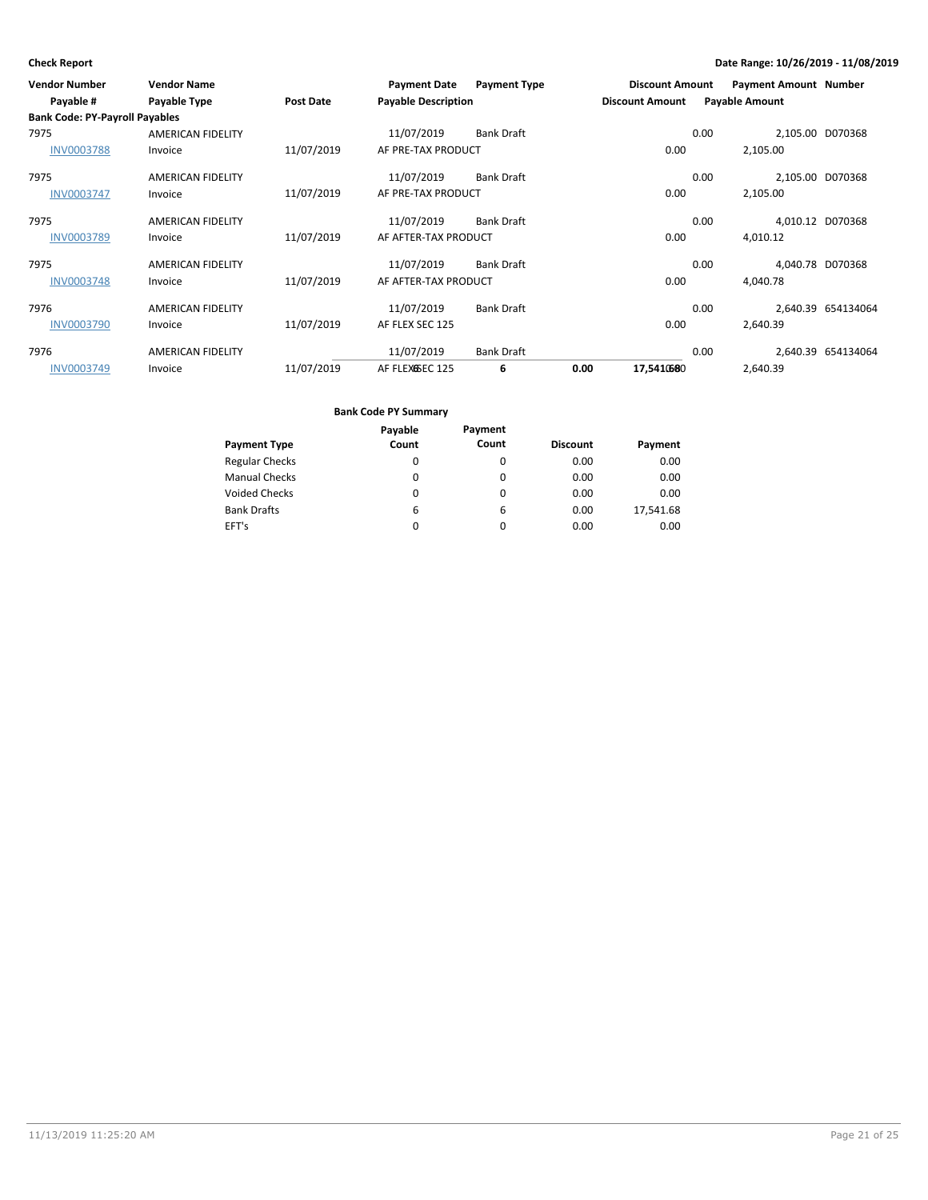**Check Report**

**Date Range: 10/26/2019 - 11/08/2019**

| Vendor Number | Vendor Name | | Payment Date | Payment Type | Discount Amount | Payment Amount | Number |
|---|---|---|---|---|---|---|---|
| Payable # | Payable Type | Post Date | Payable Description | | Discount Amount | Payable Amount | |
| **Bank Code: PY-Payroll Payables** | | | | | | | |
| 7975 | AMERICAN FIDELITY | | 11/07/2019 | Bank Draft | 0.00 | 2,105.00 | D070368 |
| INV0003788 | Invoice | 11/07/2019 | AF PRE-TAX PRODUCT | | 0.00 | 2,105.00 | |
| 7975 | AMERICAN FIDELITY | | 11/07/2019 | Bank Draft | 0.00 | 2,105.00 | D070368 |
| INV0003747 | Invoice | 11/07/2019 | AF PRE-TAX PRODUCT | | 0.00 | 2,105.00 | |
| 7975 | AMERICAN FIDELITY | | 11/07/2019 | Bank Draft | 0.00 | 4,010.12 | D070368 |
| INV0003789 | Invoice | 11/07/2019 | AF AFTER-TAX PRODUCT | | 0.00 | 4,010.12 | |
| 7975 | AMERICAN FIDELITY | | 11/07/2019 | Bank Draft | 0.00 | 4,040.78 | D070368 |
| INV0003748 | Invoice | 11/07/2019 | AF AFTER-TAX PRODUCT | | 0.00 | 4,040.78 | |
| 7976 | AMERICAN FIDELITY | | 11/07/2019 | Bank Draft | 0.00 | 2,640.39 | 654134064 |
| INV0003790 | Invoice | 11/07/2019 | AF FLEX SEC 125 | | 0.00 | 2,640.39 | |
| 7976 | AMERICAN FIDELITY | | 11/07/2019 | Bank Draft | 0.00 | 2,640.39 | 654134064 |
| INV0003749 | Invoice | 11/07/2019 | AF FLEX SEC 125 | | 0.00 | 2,640.39 | |
| | | | 6 | 6 | 0.00 | 17,541.68 | |

**Bank Code PY Summary**

| Payment Type | Payable Count | Payment Count | Discount | Payment |
|---|---|---|---|---|
| Regular Checks | 0 | 0 | 0.00 | 0.00 |
| Manual Checks | 0 | 0 | 0.00 | 0.00 |
| Voided Checks | 0 | 0 | 0.00 | 0.00 |
| Bank Drafts | 6 | 6 | 0.00 | 17,541.68 |
| EFT's | 0 | 0 | 0.00 | 0.00 |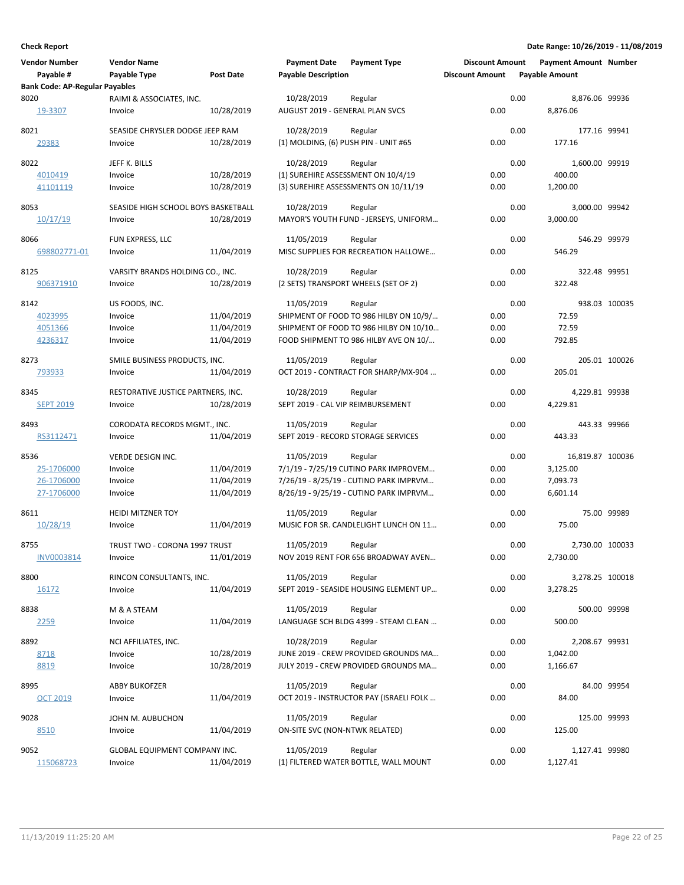**Check Report**

**Date Range: 10/26/2019 - 11/08/2019**

| Vendor Number / Payable # | Vendor Name / Payable Type | Post Date | Payment Date / Payable Description | Payment Type | Discount Amount / Discount Amount | Payment Amount / Payable Amount | Number |
|---|---|---|---|---|---|---|---|
| **Bank Code: AP-Regular Payables** | | | | | | | |
| 8020 | RAIMI & ASSOCIATES, INC. | | 10/28/2019 | Regular | 0.00 | 8,876.06 | 99936 |
| 19-3307 | Invoice | 10/28/2019 | AUGUST 2019 - GENERAL PLAN SVCS | | 0.00 | 8,876.06 | |
| 8021 | SEASIDE CHRYSLER DODGE JEEP RAM | | 10/28/2019 | Regular | 0.00 | 177.16 | 99941 |
| 29383 | Invoice | 10/28/2019 | (1) MOLDING, (6) PUSH PIN - UNIT #65 | | 0.00 | 177.16 | |
| 8022 | JEFF K. BILLS | | 10/28/2019 | Regular | 0.00 | 1,600.00 | 99919 |
| 4010419 | Invoice | 10/28/2019 | (1) SUREHIRE ASSESSMENT ON 10/4/19 | | 0.00 | 400.00 | |
| 41101119 | Invoice | 10/28/2019 | (3) SUREHIRE ASSESSMENTS ON 10/11/19 | | 0.00 | 1,200.00 | |
| 8053 | SEASIDE HIGH SCHOOL BOYS BASKETBALL | | 10/28/2019 | Regular | 0.00 | 3,000.00 | 99942 |
| 10/17/19 | Invoice | 10/28/2019 | MAYOR'S YOUTH FUND - JERSEYS, UNIFORM… | | 0.00 | 3,000.00 | |
| 8066 | FUN EXPRESS, LLC | | 11/05/2019 | Regular | 0.00 | 546.29 | 99979 |
| 698802771-01 | Invoice | 11/04/2019 | MISC SUPPLIES FOR RECREATION HALLOWE… | | 0.00 | 546.29 | |
| 8125 | VARSITY BRANDS HOLDING CO., INC. | | 10/28/2019 | Regular | 0.00 | 322.48 | 99951 |
| 906371910 | Invoice | 10/28/2019 | (2 SETS) TRANSPORT WHEELS (SET OF 2) | | 0.00 | 322.48 | |
| 8142 | US FOODS, INC. | | 11/05/2019 | Regular | 0.00 | 938.03 | 100035 |
| 4023995 | Invoice | 11/04/2019 | SHIPMENT OF FOOD TO 986 HILBY ON 10/9/… | | 0.00 | 72.59 | |
| 4051366 | Invoice | 11/04/2019 | SHIPMENT OF FOOD TO 986 HILBY ON 10/10… | | 0.00 | 72.59 | |
| 4236317 | Invoice | 11/04/2019 | FOOD SHIPMENT TO 986 HILBY AVE ON 10/… | | 0.00 | 792.85 | |
| 8273 | SMILE BUSINESS PRODUCTS, INC. | | 11/05/2019 | Regular | 0.00 | 205.01 | 100026 |
| 793933 | Invoice | 11/04/2019 | OCT 2019 - CONTRACT FOR SHARP/MX-904 … | | 0.00 | 205.01 | |
| 8345 | RESTORATIVE JUSTICE PARTNERS, INC. | | 10/28/2019 | Regular | 0.00 | 4,229.81 | 99938 |
| SEPT 2019 | Invoice | 10/28/2019 | SEPT 2019 - CAL VIP REIMBURSEMENT | | 0.00 | 4,229.81 | |
| 8493 | CORODATA RECORDS MGMT., INC. | | 11/05/2019 | Regular | 0.00 | 443.33 | 99966 |
| RS3112471 | Invoice | 11/04/2019 | SEPT 2019 - RECORD STORAGE SERVICES | | 0.00 | 443.33 | |
| 8536 | VERDE DESIGN INC. | | 11/05/2019 | Regular | 0.00 | 16,819.87 | 100036 |
| 25-1706000 | Invoice | 11/04/2019 | 7/1/19 - 7/25/19 CUTINO PARK IMPROVEM… | | 0.00 | 3,125.00 | |
| 26-1706000 | Invoice | 11/04/2019 | 7/26/19 - 8/25/19 - CUTINO PARK IMPRVM… | | 0.00 | 7,093.73 | |
| 27-1706000 | Invoice | 11/04/2019 | 8/26/19 - 9/25/19 - CUTINO PARK IMPRVM… | | 0.00 | 6,601.14 | |
| 8611 | HEIDI MITZNER TOY | | 11/05/2019 | Regular | 0.00 | 75.00 | 99989 |
| 10/28/19 | Invoice | 11/04/2019 | MUSIC FOR SR. CANDLELIGHT LUNCH ON 11… | | 0.00 | 75.00 | |
| 8755 | TRUST TWO - CORONA 1997 TRUST | | 11/05/2019 | Regular | 0.00 | 2,730.00 | 100033 |
| INV0003814 | Invoice | 11/01/2019 | NOV 2019 RENT FOR 656 BROADWAY AVEN… | | 0.00 | 2,730.00 | |
| 8800 | RINCON CONSULTANTS, INC. | | 11/05/2019 | Regular | 0.00 | 3,278.25 | 100018 |
| 16172 | Invoice | 11/04/2019 | SEPT 2019 - SEASIDE HOUSING ELEMENT UP… | | 0.00 | 3,278.25 | |
| 8838 | M & A STEAM | | 11/05/2019 | Regular | 0.00 | 500.00 | 99998 |
| 2259 | Invoice | 11/04/2019 | LANGUAGE SCH BLDG 4399 - STEAM CLEAN … | | 0.00 | 500.00 | |
| 8892 | NCI AFFILIATES, INC. | | 10/28/2019 | Regular | 0.00 | 2,208.67 | 99931 |
| 8718 | Invoice | 10/28/2019 | JUNE 2019 - CREW PROVIDED GROUNDS MA… | | 0.00 | 1,042.00 | |
| 8819 | Invoice | 10/28/2019 | JULY 2019 - CREW PROVIDED GROUNDS MA… | | 0.00 | 1,166.67 | |
| 8995 | ABBY BUKOFZER | | 11/05/2019 | Regular | 0.00 | 84.00 | 99954 |
| OCT 2019 | Invoice | 11/04/2019 | OCT 2019 - INSTRUCTOR PAY (ISRAELI FOLK … | | 0.00 | 84.00 | |
| 9028 | JOHN M. AUBUCHON | | 11/05/2019 | Regular | 0.00 | 125.00 | 99993 |
| 8510 | Invoice | 11/04/2019 | ON-SITE SVC (NON-NTWK RELATED) | | 0.00 | 125.00 | |
| 9052 | GLOBAL EQUIPMENT COMPANY INC. | | 11/05/2019 | Regular | 0.00 | 1,127.41 | 99980 |
| 115068723 | Invoice | 11/04/2019 | (1) FILTERED WATER BOTTLE, WALL MOUNT | | 0.00 | 1,127.41 | |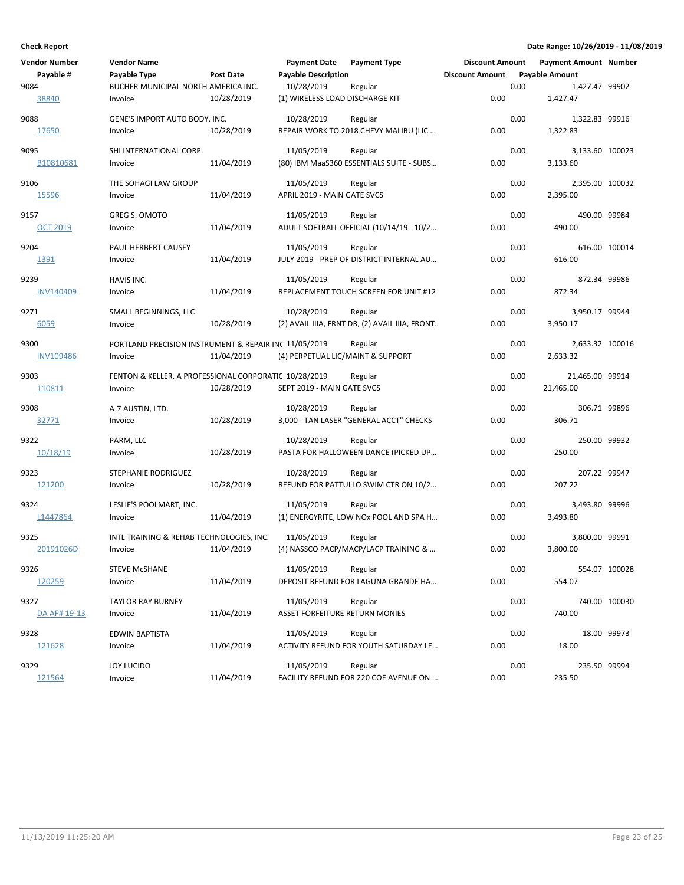**Check Report**

**Date Range: 10/26/2019 - 11/08/2019**

| Vendor Number | Vendor Name | | Payment Date | Payment Type | Discount Amount | Payment Amount | Number |
|---|---|---|---|---|---|---|---|
| Payable # | Payable Type | Post Date | Payable Description | | Discount Amount | Payable Amount | |
| 9084 | BUCHER MUNICIPAL NORTH AMERICA INC. | | 10/28/2019 | Regular | 0.00 | 1,427.47 | 99902 |
| 38840 | Invoice | 10/28/2019 | (1) WIRELESS LOAD DISCHARGE KIT | | 0.00 | 1,427.47 | |
| 9088 | GENE'S IMPORT AUTO BODY, INC. | | 10/28/2019 | Regular | 0.00 | 1,322.83 | 99916 |
| 17650 | Invoice | 10/28/2019 | REPAIR WORK TO 2018 CHEVY MALIBU (LIC ... | | 0.00 | 1,322.83 | |
| 9095 | SHI INTERNATIONAL CORP. | | 11/05/2019 | Regular | 0.00 | 3,133.60 | 100023 |
| B10810681 | Invoice | 11/04/2019 | (80) IBM MaaS360 ESSENTIALS SUITE - SUBS... | | 0.00 | 3,133.60 | |
| 9106 | THE SOHAGI LAW GROUP | | 11/05/2019 | Regular | 0.00 | 2,395.00 | 100032 |
| 15596 | Invoice | 11/04/2019 | APRIL 2019 - MAIN GATE SVCS | | 0.00 | 2,395.00 | |
| 9157 | GREG S. OMOTO | | 11/05/2019 | Regular | 0.00 | 490.00 | 99984 |
| OCT 2019 | Invoice | 11/04/2019 | ADULT SOFTBALL OFFICIAL (10/14/19 - 10/2... | | 0.00 | 490.00 | |
| 9204 | PAUL HERBERT CAUSEY | | 11/05/2019 | Regular | 0.00 | 616.00 | 100014 |
| 1391 | Invoice | 11/04/2019 | JULY 2019 - PREP OF DISTRICT INTERNAL AU... | | 0.00 | 616.00 | |
| 9239 | HAVIS INC. | | 11/05/2019 | Regular | 0.00 | 872.34 | 99986 |
| INV140409 | Invoice | 11/04/2019 | REPLACEMENT TOUCH SCREEN FOR UNIT #12 | | 0.00 | 872.34 | |
| 9271 | SMALL BEGINNINGS, LLC | | 10/28/2019 | Regular | 0.00 | 3,950.17 | 99944 |
| 6059 | Invoice | 10/28/2019 | (2) AVAIL IIIA, FRNT DR, (2) AVAIL IIIA, FRONT.. | | 0.00 | 3,950.17 | |
| 9300 | PORTLAND PRECISION INSTRUMENT & REPAIR IN( | | 11/05/2019 | Regular | 0.00 | 2,633.32 | 100016 |
| INV109486 | Invoice | 11/04/2019 | (4) PERPETUAL LIC/MAINT & SUPPORT | | 0.00 | 2,633.32 | |
| 9303 | FENTON & KELLER, A PROFESSIONAL CORPORATI( | | 10/28/2019 | Regular | 0.00 | 21,465.00 | 99914 |
| 110811 | Invoice | 10/28/2019 | SEPT 2019 - MAIN GATE SVCS | | 0.00 | 21,465.00 | |
| 9308 | A-7 AUSTIN, LTD. | | 10/28/2019 | Regular | 0.00 | 306.71 | 99896 |
| 32771 | Invoice | 10/28/2019 | 3,000 - TAN LASER "GENERAL ACCT" CHECKS | | 0.00 | 306.71 | |
| 9322 | PARM, LLC | | 10/28/2019 | Regular | 0.00 | 250.00 | 99932 |
| 10/18/19 | Invoice | 10/28/2019 | PASTA FOR HALLOWEEN DANCE (PICKED UP... | | 0.00 | 250.00 | |
| 9323 | STEPHANIE RODRIGUEZ | | 10/28/2019 | Regular | 0.00 | 207.22 | 99947 |
| 121200 | Invoice | 10/28/2019 | REFUND FOR PATTULLO SWIM CTR ON 10/2... | | 0.00 | 207.22 | |
| 9324 | LESLIE'S POOLMART, INC. | | 11/05/2019 | Regular | 0.00 | 3,493.80 | 99996 |
| L1447864 | Invoice | 11/04/2019 | (1) ENERGYRITE, LOW NOx POOL AND SPA H... | | 0.00 | 3,493.80 | |
| 9325 | INTL TRAINING & REHAB TECHNOLOGIES, INC. | | 11/05/2019 | Regular | 0.00 | 3,800.00 | 99991 |
| 20191026D | Invoice | 11/04/2019 | (4) NASSCO PACP/MACP/LACP TRAINING & ... | | 0.00 | 3,800.00 | |
| 9326 | STEVE McSHANE | | 11/05/2019 | Regular | 0.00 | 554.07 | 100028 |
| 120259 | Invoice | 11/04/2019 | DEPOSIT REFUND FOR LAGUNA GRANDE HA... | | 0.00 | 554.07 | |
| 9327 | TAYLOR RAY BURNEY | | 11/05/2019 | Regular | 0.00 | 740.00 | 100030 |
| DA AF# 19-13 | Invoice | 11/04/2019 | ASSET FORFEITURE RETURN MONIES | | 0.00 | 740.00 | |
| 9328 | EDWIN BAPTISTA | | 11/05/2019 | Regular | 0.00 | 18.00 | 99973 |
| 121628 | Invoice | 11/04/2019 | ACTIVITY REFUND FOR YOUTH SATURDAY LE... | | 0.00 | 18.00 | |
| 9329 | JOY LUCIDO | | 11/05/2019 | Regular | 0.00 | 235.50 | 99994 |
| 121564 | Invoice | 11/04/2019 | FACILITY REFUND FOR 220 COE AVENUE ON ... | | 0.00 | 235.50 | |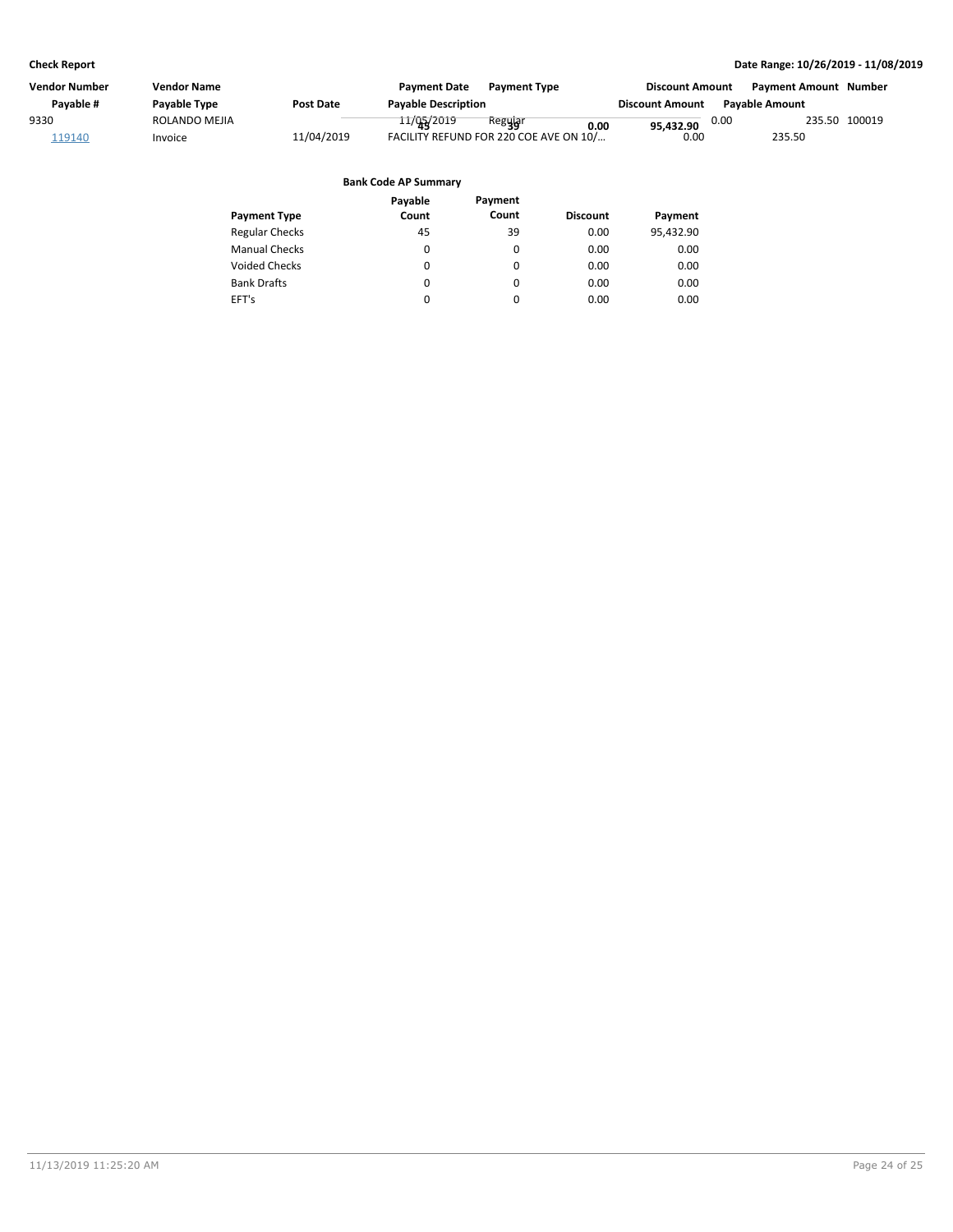**Check Report**

**Date Range: 10/26/2019 - 11/08/2019**

| Vendor Number | Vendor Name | | Payment Date | Payment Type | Discount Amount | Payment Amount | Number |
|---|---|---|---|---|---|---|---|
| Payable # | Payable Type | Post Date | Payable Description | | Discount Amount | Payable Amount | |
| 9330 | ROLANDO MEJIA | | 11/05/2019 | Regular | 0.00 | 235.50 | 100019 |
| 119140 | Invoice | 11/04/2019 | FACILITY REFUND FOR 220 COE AVE ON 10/... | | 0.00 | 235.50 | |
| | | | 45 | 39 | 0.00 | 95,432.90 | |

**Bank Code AP Summary**

| Payment Type | Payable Count | Payment Count | Discount | Payment |
|---|---|---|---|---|
| Regular Checks | 45 | 39 | 0.00 | 95,432.90 |
| Manual Checks | 0 | 0 | 0.00 | 0.00 |
| Voided Checks | 0 | 0 | 0.00 | 0.00 |
| Bank Drafts | 0 | 0 | 0.00 | 0.00 |
| EFT's | 0 | 0 | 0.00 | 0.00 |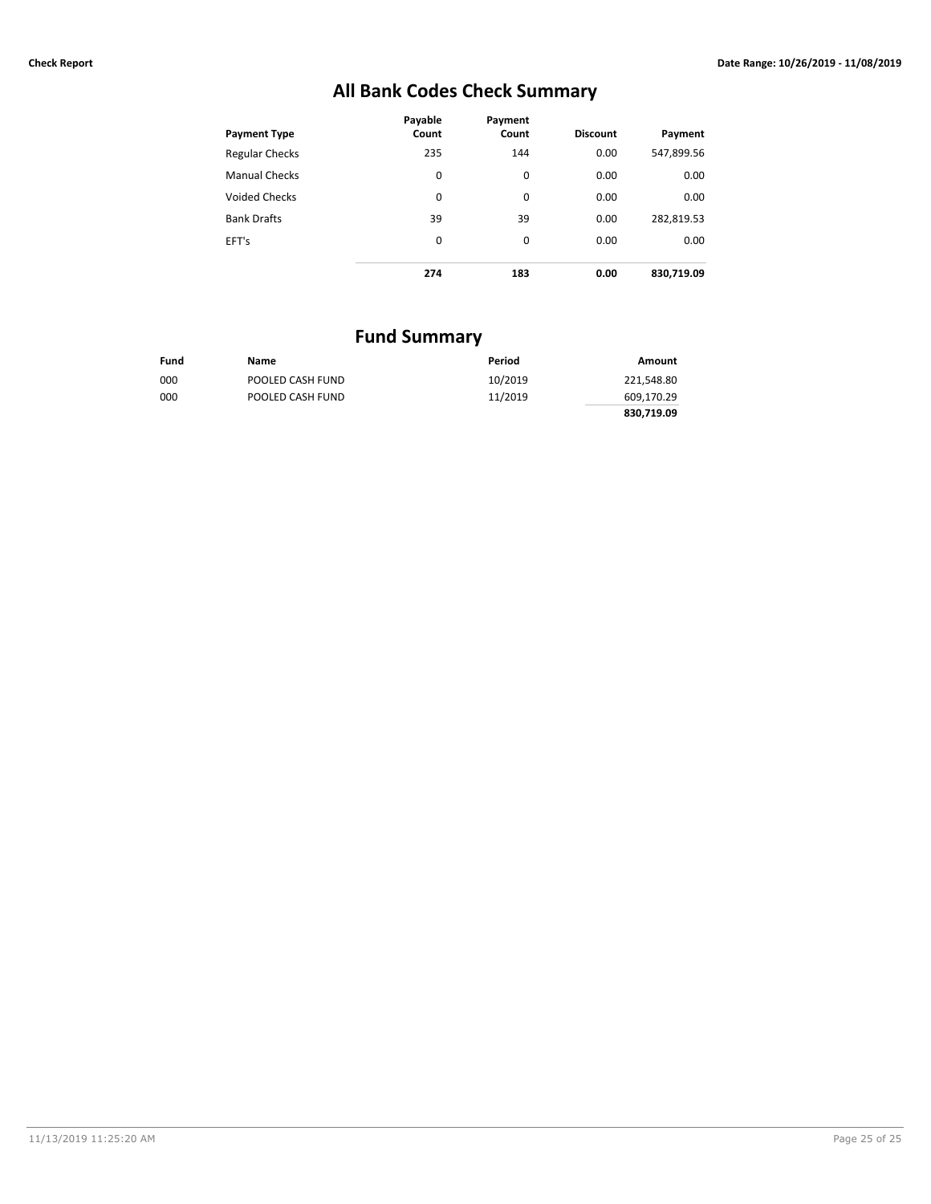# All Bank Codes Check Summary

| Payment Type | Payable Count | Payment Count | Discount | Payment |
|---|---|---|---|---|
| Regular Checks | 235 | 144 | 0.00 | 547,899.56 |
| Manual Checks | 0 | 0 | 0.00 | 0.00 |
| Voided Checks | 0 | 0 | 0.00 | 0.00 |
| Bank Drafts | 39 | 39 | 0.00 | 282,819.53 |
| EFT's | 0 | 0 | 0.00 | 0.00 |
| | **274** | **183** | **0.00** | **830,719.09** |

# Fund Summary

| Fund | Name | Period | Amount |
|---|---|---|---|
| 000 | POOLED CASH FUND | 10/2019 | 221,548.80 |
| 000 | POOLED CASH FUND | 11/2019 | 609,170.29 |
| | | | **830,719.09** |